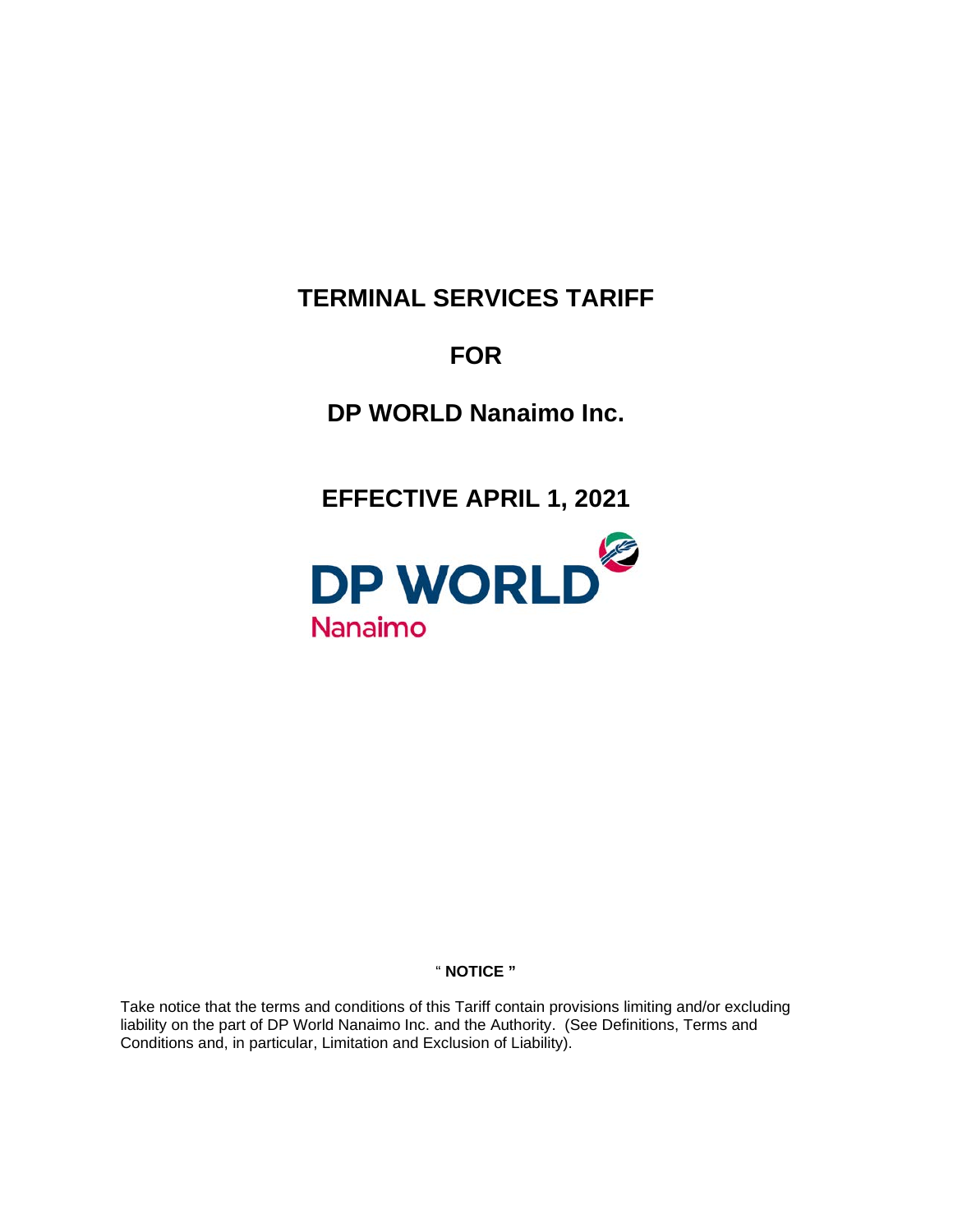# TERMINAL SERVICES TARIFF

# FOR

# DP WORLD Nanaimo Inc.

# EFFECTIVE APRIL 1, 2021

DP WORLD
Nanaimo

**" NOTICE "**

Take notice that the terms and conditions of this Tariff contain provisions limiting and/or excluding liability on the part of DP World Nanaimo Inc. and the Authority. (See Definitions, Terms and Conditions and, in particular, Limitation and Exclusion of Liability).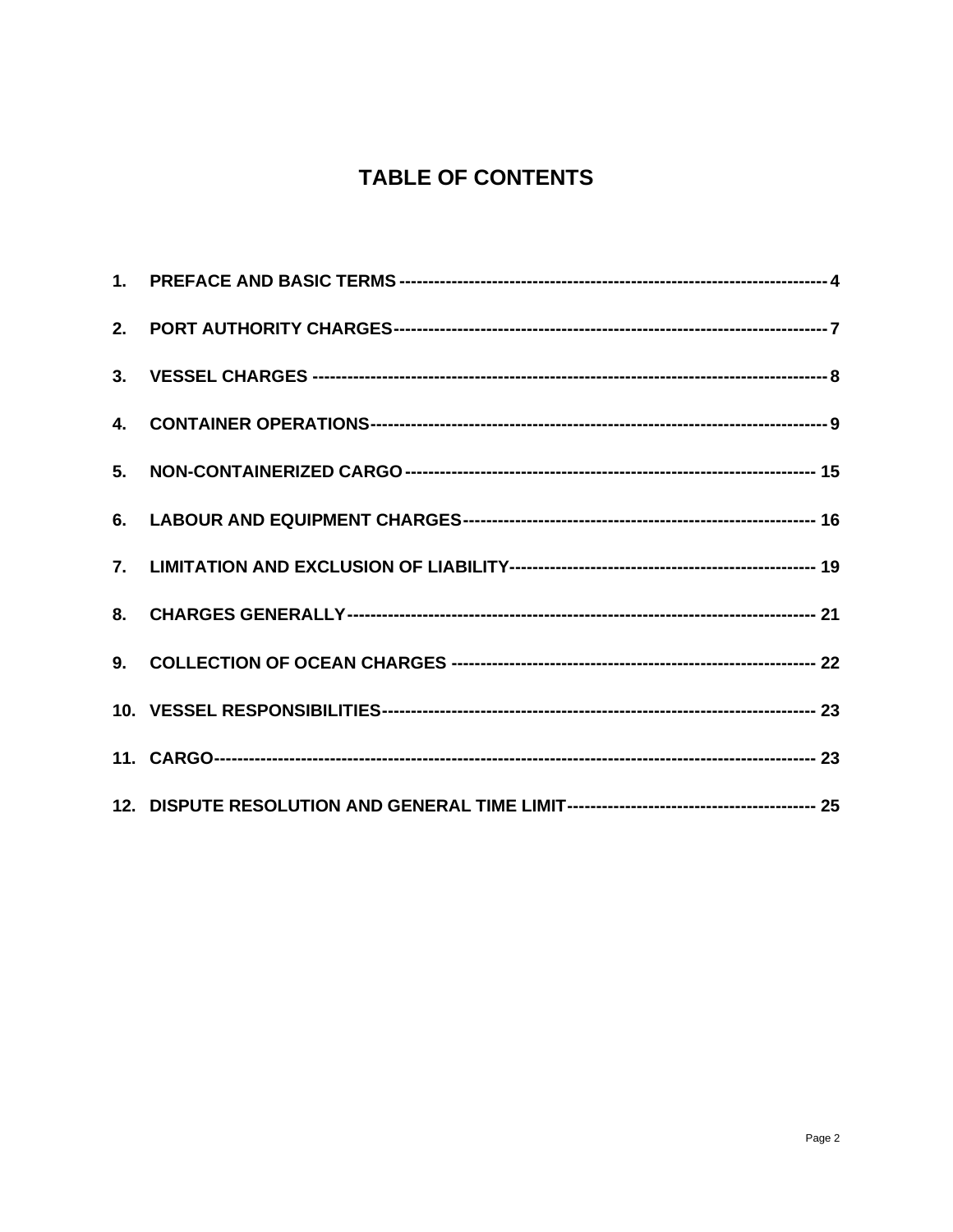# TABLE OF CONTENTS

1. PREFACE AND BASIC TERMS ---------------------------------------------------------------------- 4
2. PORT AUTHORITY CHARGES---------------------------------------------------------------------- 7
3. VESSEL CHARGES ---------------------------------------------------------------------------------- 8
4. CONTAINER OPERATIONS------------------------------------------------------------------------ 9
5. NON-CONTAINERIZED CARGO ------------------------------------------------------------------ 15
6. LABOUR AND EQUIPMENT CHARGES---------------------------------------------------------- 16
7. LIMITATION AND EXCLUSION OF LIABILITY---------------------------------------------------- 19
8. CHARGES GENERALLY---------------------------------------------------------------------------- 21
9. COLLECTION OF OCEAN CHARGES -------------------------------------------------------------- 22
10. VESSEL RESPONSIBILITIES------------------------------------------------------------------------ 23
11. CARGO--------------------------------------------------------------------------------------------------- 23
12. DISPUTE RESOLUTION AND GENERAL TIME LIMIT------------------------------------------ 25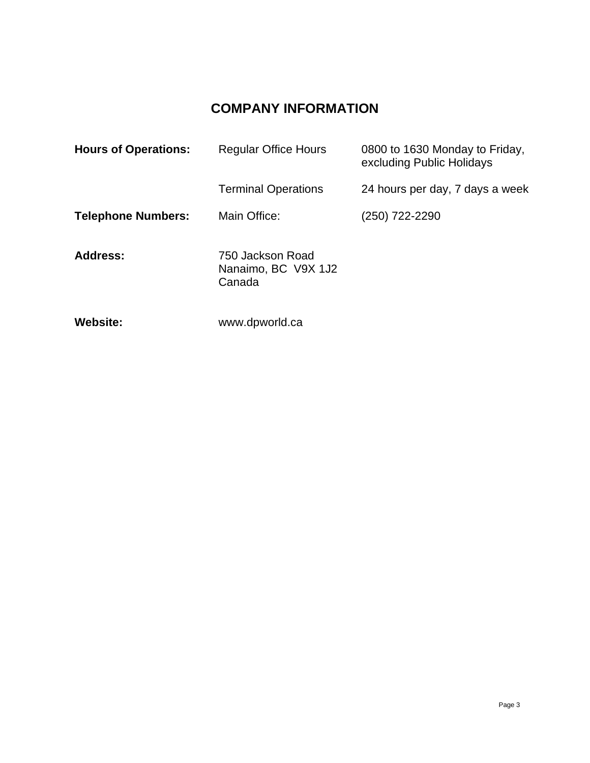# COMPANY INFORMATION

| | | |
|---|---|---|
| **Hours of Operations:** | Regular Office Hours | 0800 to 1630 Monday to Friday, excluding Public Holidays |
| | Terminal Operations | 24 hours per day, 7 days a week |
| **Telephone Numbers:** | Main Office: | (250) 722-2290 |
| **Address:** | 750 Jackson Road<br>Nanaimo, BC V9X 1J2<br>Canada | |
| **Website:** | www.dpworld.ca | |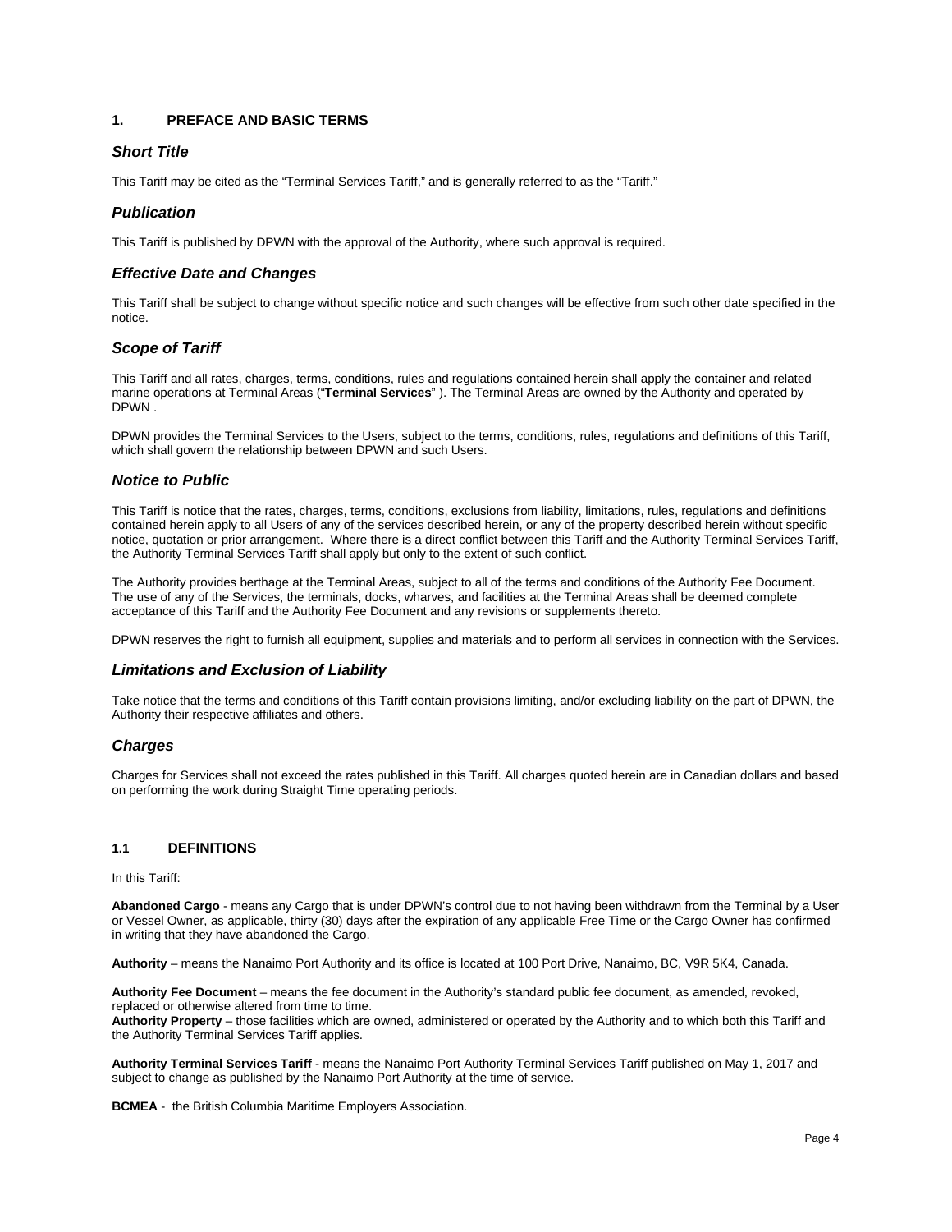## 1. PREFACE AND BASIC TERMS

### *Short Title*

This Tariff may be cited as the "Terminal Services Tariff," and is generally referred to as the "Tariff."

### *Publication*

This Tariff is published by DPWN with the approval of the Authority, where such approval is required.

### *Effective Date and Changes*

This Tariff shall be subject to change without specific notice and such changes will be effective from such other date specified in the notice.

### *Scope of Tariff*

This Tariff and all rates, charges, terms, conditions, rules and regulations contained herein shall apply the container and related marine operations at Terminal Areas ("**Terminal Services**" ). The Terminal Areas are owned by the Authority and operated by DPWN .

DPWN provides the Terminal Services to the Users, subject to the terms, conditions, rules, regulations and definitions of this Tariff, which shall govern the relationship between DPWN and such Users.

### *Notice to Public*

This Tariff is notice that the rates, charges, terms, conditions, exclusions from liability, limitations, rules, regulations and definitions contained herein apply to all Users of any of the services described herein, or any of the property described herein without specific notice, quotation or prior arrangement. Where there is a direct conflict between this Tariff and the Authority Terminal Services Tariff, the Authority Terminal Services Tariff shall apply but only to the extent of such conflict.

The Authority provides berthage at the Terminal Areas, subject to all of the terms and conditions of the Authority Fee Document. The use of any of the Services, the terminals, docks, wharves, and facilities at the Terminal Areas shall be deemed complete acceptance of this Tariff and the Authority Fee Document and any revisions or supplements thereto.

DPWN reserves the right to furnish all equipment, supplies and materials and to perform all services in connection with the Services.

### *Limitations and Exclusion of Liability*

Take notice that the terms and conditions of this Tariff contain provisions limiting, and/or excluding liability on the part of DPWN, the Authority their respective affiliates and others.

### *Charges*

Charges for Services shall not exceed the rates published in this Tariff. All charges quoted herein are in Canadian dollars and based on performing the work during Straight Time operating periods.

## 1.1 DEFINITIONS

In this Tariff:

**Abandoned Cargo** - means any Cargo that is under DPWN's control due to not having been withdrawn from the Terminal by a User or Vessel Owner, as applicable, thirty (30) days after the expiration of any applicable Free Time or the Cargo Owner has confirmed in writing that they have abandoned the Cargo.

**Authority** – means the Nanaimo Port Authority and its office is located at 100 Port Drive, Nanaimo, BC, V9R 5K4, Canada.

**Authority Fee Document** – means the fee document in the Authority's standard public fee document, as amended, revoked, replaced or otherwise altered from time to time.

**Authority Property** – those facilities which are owned, administered or operated by the Authority and to which both this Tariff and the Authority Terminal Services Tariff applies.

**Authority Terminal Services Tariff** - means the Nanaimo Port Authority Terminal Services Tariff published on May 1, 2017 and subject to change as published by the Nanaimo Port Authority at the time of service.

**BCMEA** - the British Columbia Maritime Employers Association.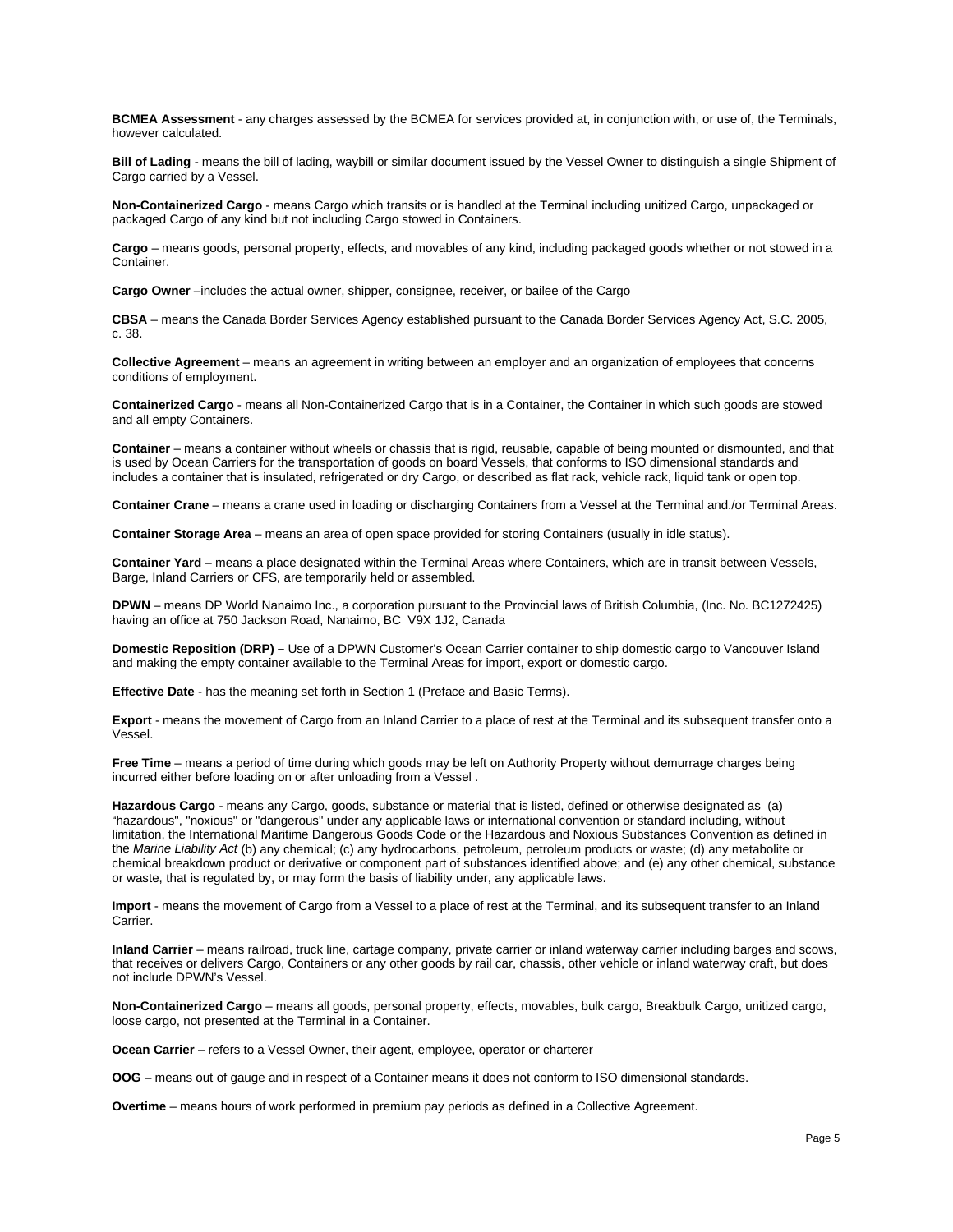**BCMEA Assessment** - any charges assessed by the BCMEA for services provided at, in conjunction with, or use of, the Terminals, however calculated.

**Bill of Lading** - means the bill of lading, waybill or similar document issued by the Vessel Owner to distinguish a single Shipment of Cargo carried by a Vessel.

**Non-Containerized Cargo** - means Cargo which transits or is handled at the Terminal including unitized Cargo, unpackaged or packaged Cargo of any kind but not including Cargo stowed in Containers.

**Cargo** – means goods, personal property, effects, and movables of any kind, including packaged goods whether or not stowed in a Container.

**Cargo Owner** –includes the actual owner, shipper, consignee, receiver, or bailee of the Cargo

**CBSA** – means the Canada Border Services Agency established pursuant to the Canada Border Services Agency Act, S.C. 2005, c. 38.

**Collective Agreement** – means an agreement in writing between an employer and an organization of employees that concerns conditions of employment.

**Containerized Cargo** - means all Non-Containerized Cargo that is in a Container, the Container in which such goods are stowed and all empty Containers.

**Container** – means a container without wheels or chassis that is rigid, reusable, capable of being mounted or dismounted, and that is used by Ocean Carriers for the transportation of goods on board Vessels, that conforms to ISO dimensional standards and includes a container that is insulated, refrigerated or dry Cargo, or described as flat rack, vehicle rack, liquid tank or open top.

**Container Crane** – means a crane used in loading or discharging Containers from a Vessel at the Terminal and./or Terminal Areas.

**Container Storage Area** – means an area of open space provided for storing Containers (usually in idle status).

**Container Yard** – means a place designated within the Terminal Areas where Containers, which are in transit between Vessels, Barge, Inland Carriers or CFS, are temporarily held or assembled.

**DPWN** – means DP World Nanaimo Inc., a corporation pursuant to the Provincial laws of British Columbia, (Inc. No. BC1272425) having an office at 750 Jackson Road, Nanaimo, BC V9X 1J2, Canada

**Domestic Reposition (DRP) –** Use of a DPWN Customer's Ocean Carrier container to ship domestic cargo to Vancouver Island and making the empty container available to the Terminal Areas for import, export or domestic cargo.

**Effective Date** - has the meaning set forth in Section 1 (Preface and Basic Terms).

**Export** - means the movement of Cargo from an Inland Carrier to a place of rest at the Terminal and its subsequent transfer onto a Vessel.

**Free Time** – means a period of time during which goods may be left on Authority Property without demurrage charges being incurred either before loading on or after unloading from a Vessel .

**Hazardous Cargo** - means any Cargo, goods, substance or material that is listed, defined or otherwise designated as (a) "hazardous", "noxious" or "dangerous" under any applicable laws or international convention or standard including, without limitation, the International Maritime Dangerous Goods Code or the Hazardous and Noxious Substances Convention as defined in the *Marine Liability Act* (b) any chemical; (c) any hydrocarbons, petroleum, petroleum products or waste; (d) any metabolite or chemical breakdown product or derivative or component part of substances identified above; and (e) any other chemical, substance or waste, that is regulated by, or may form the basis of liability under, any applicable laws.

**Import** - means the movement of Cargo from a Vessel to a place of rest at the Terminal, and its subsequent transfer to an Inland Carrier.

**Inland Carrier** – means railroad, truck line, cartage company, private carrier or inland waterway carrier including barges and scows, that receives or delivers Cargo, Containers or any other goods by rail car, chassis, other vehicle or inland waterway craft, but does not include DPWN's Vessel.

**Non-Containerized Cargo** – means all goods, personal property, effects, movables, bulk cargo, Breakbulk Cargo, unitized cargo, loose cargo, not presented at the Terminal in a Container.

**Ocean Carrier** – refers to a Vessel Owner, their agent, employee, operator or charterer

**OOG** – means out of gauge and in respect of a Container means it does not conform to ISO dimensional standards.

**Overtime** – means hours of work performed in premium pay periods as defined in a Collective Agreement.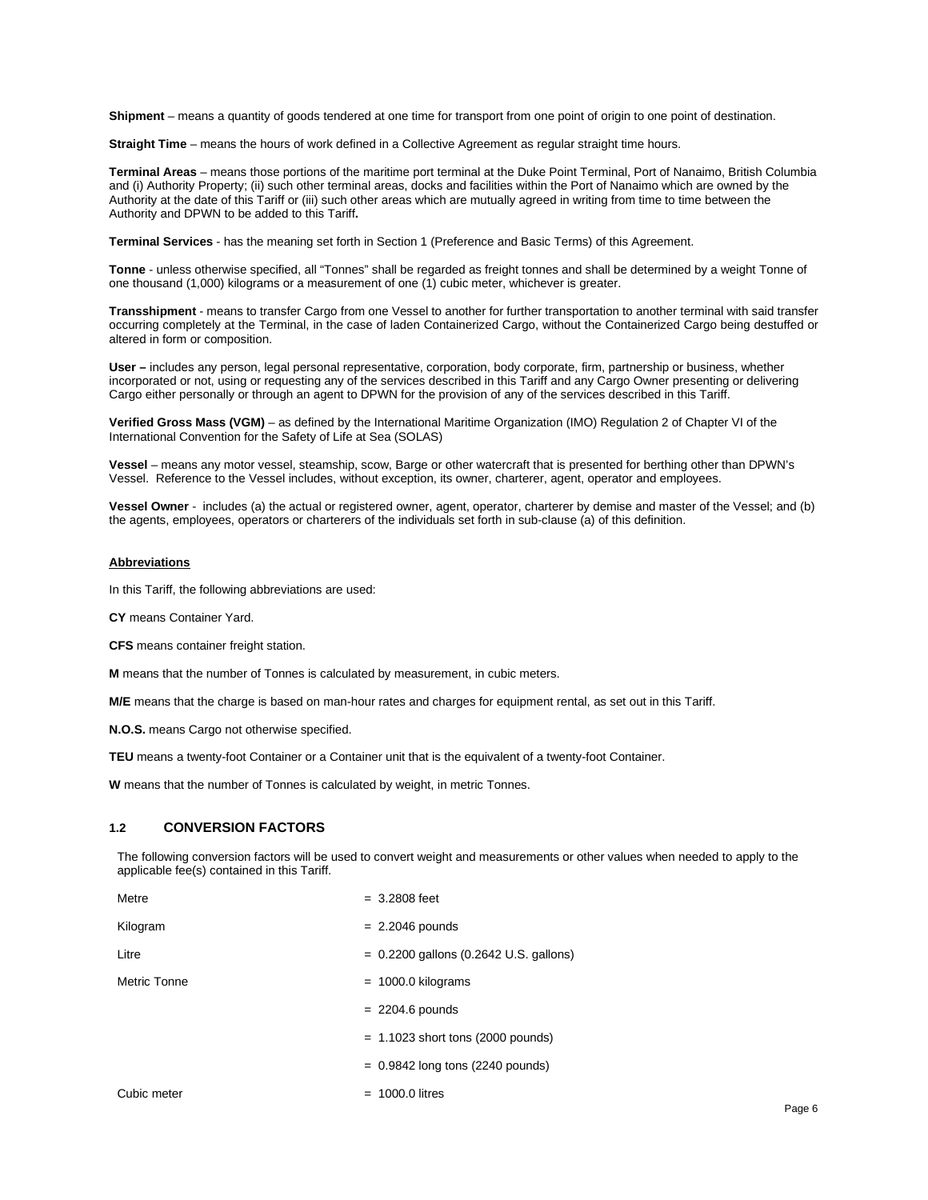**Shipment** – means a quantity of goods tendered at one time for transport from one point of origin to one point of destination.

**Straight Time** – means the hours of work defined in a Collective Agreement as regular straight time hours.

**Terminal Areas** – means those portions of the maritime port terminal at the Duke Point Terminal, Port of Nanaimo, British Columbia and (i) Authority Property; (ii) such other terminal areas, docks and facilities within the Port of Nanaimo which are owned by the Authority at the date of this Tariff or (iii) such other areas which are mutually agreed in writing from time to time between the Authority and DPWN to be added to this Tariff**.**

**Terminal Services** - has the meaning set forth in Section 1 (Preference and Basic Terms) of this Agreement.

**Tonne** - unless otherwise specified, all "Tonnes" shall be regarded as freight tonnes and shall be determined by a weight Tonne of one thousand (1,000) kilograms or a measurement of one (1) cubic meter, whichever is greater.

**Transshipment** - means to transfer Cargo from one Vessel to another for further transportation to another terminal with said transfer occurring completely at the Terminal, in the case of laden Containerized Cargo, without the Containerized Cargo being destuffed or altered in form or composition.

**User –** includes any person, legal personal representative, corporation, body corporate, firm, partnership or business, whether incorporated or not, using or requesting any of the services described in this Tariff and any Cargo Owner presenting or delivering Cargo either personally or through an agent to DPWN for the provision of any of the services described in this Tariff.

**Verified Gross Mass (VGM)** – as defined by the International Maritime Organization (IMO) Regulation 2 of Chapter VI of the International Convention for the Safety of Life at Sea (SOLAS)

**Vessel** – means any motor vessel, steamship, scow, Barge or other watercraft that is presented for berthing other than DPWN's Vessel. Reference to the Vessel includes, without exception, its owner, charterer, agent, operator and employees.

**Vessel Owner** - includes (a) the actual or registered owner, agent, operator, charterer by demise and master of the Vessel; and (b) the agents, employees, operators or charterers of the individuals set forth in sub-clause (a) of this definition.

**Abbreviations**

In this Tariff, the following abbreviations are used:

**CY** means Container Yard.

**CFS** means container freight station.

**M** means that the number of Tonnes is calculated by measurement, in cubic meters.

**M/E** means that the charge is based on man-hour rates and charges for equipment rental, as set out in this Tariff.

**N.O.S.** means Cargo not otherwise specified.

**TEU** means a twenty-foot Container or a Container unit that is the equivalent of a twenty-foot Container.

**W** means that the number of Tonnes is calculated by weight, in metric Tonnes.

## 1.2 CONVERSION FACTORS

The following conversion factors will be used to convert weight and measurements or other values when needed to apply to the applicable fee(s) contained in this Tariff.

| | |
|---|---|
| Metre | = 3.2808 feet |
| Kilogram | = 2.2046 pounds |
| Litre | = 0.2200 gallons (0.2642 U.S. gallons) |
| Metric Tonne | = 1000.0 kilograms |
| | = 2204.6 pounds |
| | = 1.1023 short tons (2000 pounds) |
| | = 0.9842 long tons (2240 pounds) |
| Cubic meter | = 1000.0 litres |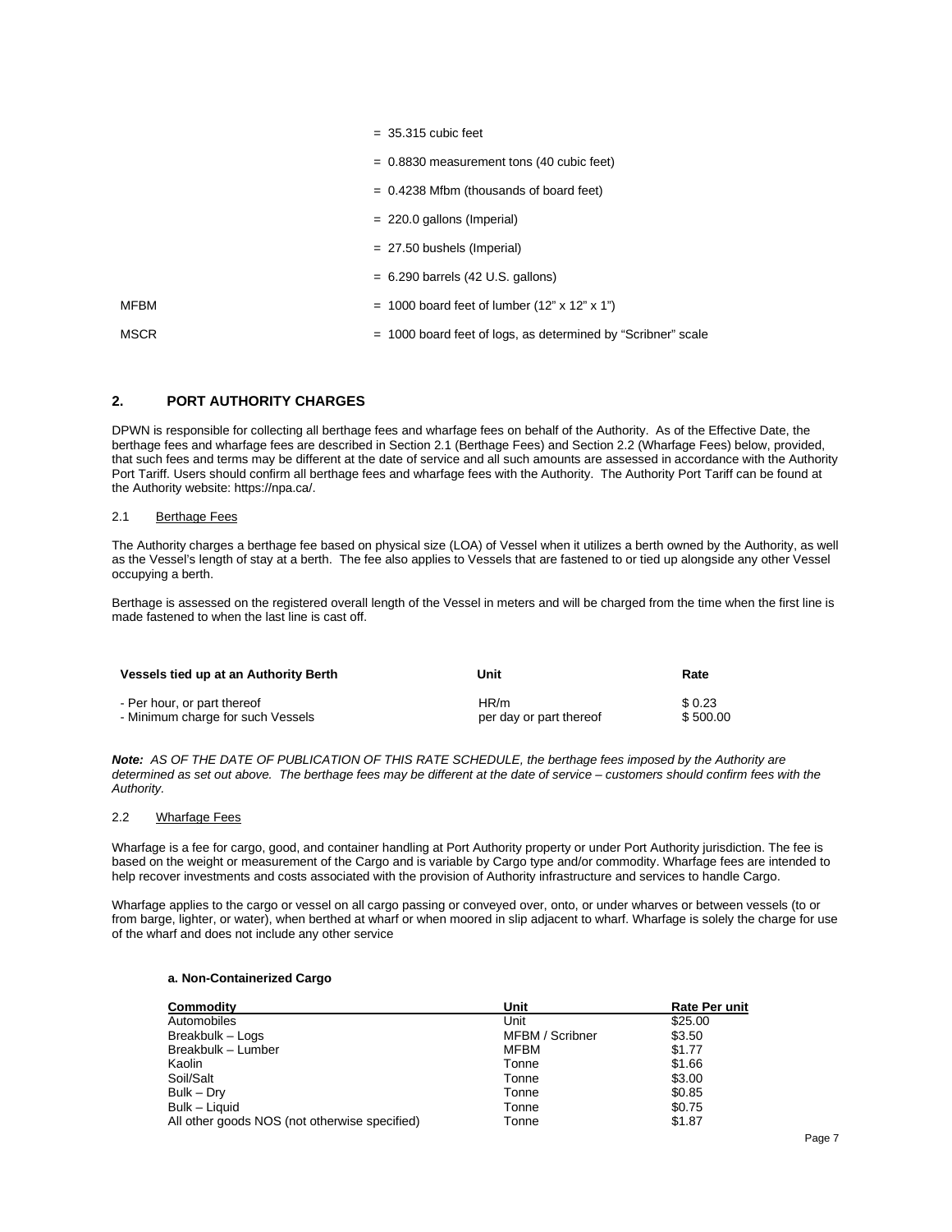= 35.315 cubic feet

= 0.8830 measurement tons (40 cubic feet)

= 0.4238 Mfbm (thousands of board feet)

= 220.0 gallons (Imperial)

= 27.50 bushels (Imperial)

= 6.290 barrels (42 U.S. gallons)

MFBM = 1000 board feet of lumber (12" x 12" x 1")

MSCR = 1000 board feet of logs, as determined by "Scribner" scale

## 2. PORT AUTHORITY CHARGES

DPWN is responsible for collecting all berthage fees and wharfage fees on behalf of the Authority. As of the Effective Date, the berthage fees and wharfage fees are described in Section 2.1 (Berthage Fees) and Section 2.2 (Wharfage Fees) below, provided, that such fees and terms may be different at the date of service and all such amounts are assessed in accordance with the Authority Port Tariff. Users should confirm all berthage fees and wharfage fees with the Authority. The Authority Port Tariff can be found at the Authority website: https://npa.ca/.

### 2.1 Berthage Fees

The Authority charges a berthage fee based on physical size (LOA) of Vessel when it utilizes a berth owned by the Authority, as well as the Vessel's length of stay at a berth. The fee also applies to Vessels that are fastened to or tied up alongside any other Vessel occupying a berth.

Berthage is assessed on the registered overall length of the Vessel in meters and will be charged from the time when the first line is made fastened to when the last line is cast off.

| Vessels tied up at an Authority Berth | Unit | Rate |
|---|---|---|
| - Per hour, or part thereof | HR/m | $ 0.23 |
| - Minimum charge for such Vessels | per day or part thereof | $ 500.00 |

***Note:** AS OF THE DATE OF PUBLICATION OF THIS RATE SCHEDULE, the berthage fees imposed by the Authority are determined as set out above. The berthage fees may be different at the date of service – customers should confirm fees with the Authority.*

### 2.2 Wharfage Fees

Wharfage is a fee for cargo, good, and container handling at Port Authority property or under Port Authority jurisdiction. The fee is based on the weight or measurement of the Cargo and is variable by Cargo type and/or commodity. Wharfage fees are intended to help recover investments and costs associated with the provision of Authority infrastructure and services to handle Cargo.

Wharfage applies to the cargo or vessel on all cargo passing or conveyed over, onto, or under wharves or between vessels (to or from barge, lighter, or water), when berthed at wharf or when moored in slip adjacent to wharf. Wharfage is solely the charge for use of the wharf and does not include any other service

**a. Non-Containerized Cargo**

| Commodity | Unit | Rate Per unit |
|---|---|---|
| Automobiles | Unit | $25.00 |
| Breakbulk – Logs | MFBM / Scribner | $3.50 |
| Breakbulk – Lumber | MFBM | $1.77 |
| Kaolin | Tonne | $1.66 |
| Soil/Salt | Tonne | $3.00 |
| Bulk – Dry | Tonne | $0.85 |
| Bulk – Liquid | Tonne | $0.75 |
| All other goods NOS (not otherwise specified) | Tonne | $1.87 |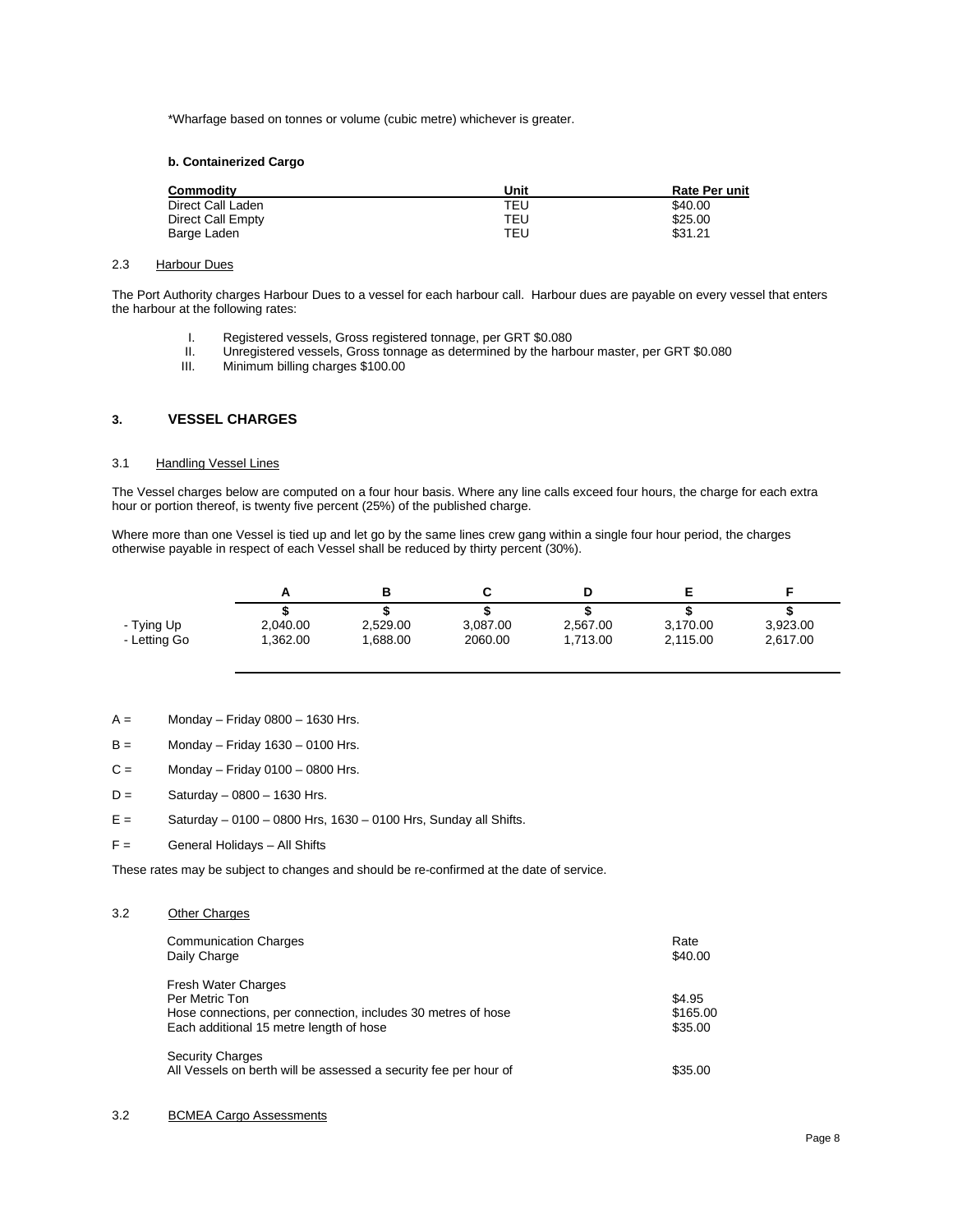*Wharfage based on tonnes or volume (cubic metre) whichever is greater.

**b. Containerized Cargo**

| Commodity | Unit | Rate Per unit |
|---|---|---|
| Direct Call Laden | TEU | $40.00 |
| Direct Call Empty | TEU | $25.00 |
| Barge Laden | TEU | $31.21 |

2.3 Harbour Dues

The Port Authority charges Harbour Dues to a vessel for each harbour call. Harbour dues are payable on every vessel that enters the harbour at the following rates:

I. Registered vessels, Gross registered tonnage, per GRT $0.080
II. Unregistered vessels, Gross tonnage as determined by the harbour master, per GRT $0.080
III. Minimum billing charges $100.00

## 3. VESSEL CHARGES

3.1 Handling Vessel Lines

The Vessel charges below are computed on a four hour basis. Where any line calls exceed four hours, the charge for each extra hour or portion thereof, is twenty five percent (25%) of the published charge.

Where more than one Vessel is tied up and let go by the same lines crew gang within a single four hour period, the charges otherwise payable in respect of each Vessel shall be reduced by thirty percent (30%).

| | A | B | C | D | E | F |
|---|---|---|---|---|---|---|
| | $ | $ | $ | $ | $ | $ |
| - Tying Up | 2,040.00 | 2,529.00 | 3,087.00 | 2,567.00 | 3,170.00 | 3,923.00 |
| - Letting Go | 1,362.00 | 1,688.00 | 2060.00 | 1,713.00 | 2,115.00 | 2,617.00 |

A = Monday – Friday 0800 – 1630 Hrs.

B = Monday – Friday 1630 – 0100 Hrs.

C = Monday – Friday 0100 – 0800 Hrs.

D = Saturday – 0800 – 1630 Hrs.

E = Saturday – 0100 – 0800 Hrs, 1630 – 0100 Hrs, Sunday all Shifts.

F = General Holidays – All Shifts

These rates may be subject to changes and should be re-confirmed at the date of service.

3.2 Other Charges

| | Rate |
|---|---|
| Communication Charges | |
| Daily Charge | $40.00 |
| Fresh Water Charges | |
| Per Metric Ton | $4.95 |
| Hose connections, per connection, includes 30 metres of hose | $165.00 |
| Each additional 15 metre length of hose | $35.00 |
| Security Charges | |
| All Vessels on berth will be assessed a security fee per hour of | $35.00 |

3.2 BCMEA Cargo Assessments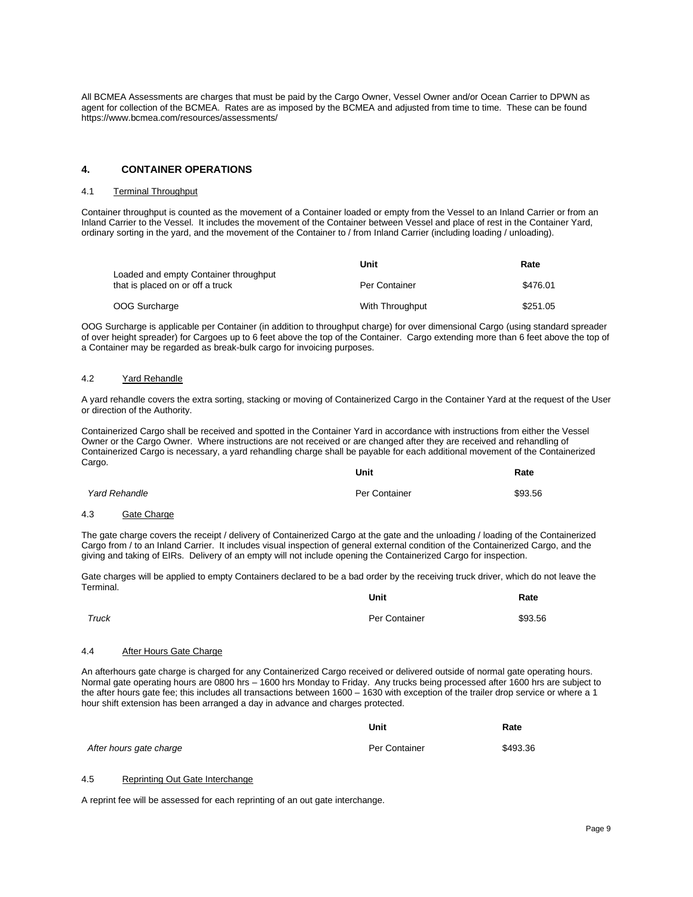All BCMEA Assessments are charges that must be paid by the Cargo Owner, Vessel Owner and/or Ocean Carrier to DPWN as agent for collection of the BCMEA. Rates are as imposed by the BCMEA and adjusted from time to time. These can be found https://www.bcmea.com/resources/assessments/

## 4. CONTAINER OPERATIONS

### 4.1 Terminal Throughput

Container throughput is counted as the movement of a Container loaded or empty from the Vessel to an Inland Carrier or from an Inland Carrier to the Vessel. It includes the movement of the Container between Vessel and place of rest in the Container Yard, ordinary sorting in the yard, and the movement of the Container to / from Inland Carrier (including loading / unloading).

| | Unit | Rate |
|---|---|---|
| Loaded and empty Container throughput that is placed on or off a truck | Per Container | $476.01 |
| OOG Surcharge | With Throughput | $251.05 |

OOG Surcharge is applicable per Container (in addition to throughput charge) for over dimensional Cargo (using standard spreader of over height spreader) for Cargoes up to 6 feet above the top of the Container. Cargo extending more than 6 feet above the top of a Container may be regarded as break-bulk cargo for invoicing purposes.

### 4.2 Yard Rehandle

A yard rehandle covers the extra sorting, stacking or moving of Containerized Cargo in the Container Yard at the request of the User or direction of the Authority.

Containerized Cargo shall be received and spotted in the Container Yard in accordance with instructions from either the Vessel Owner or the Cargo Owner. Where instructions are not received or are changed after they are received and rehandling of Containerized Cargo is necessary, a yard rehandling charge shall be payable for each additional movement of the Containerized Cargo.

| | Unit | Rate |
|---|---|---|
| *Yard Rehandle* | Per Container | $93.56 |

### 4.3 Gate Charge

The gate charge covers the receipt / delivery of Containerized Cargo at the gate and the unloading / loading of the Containerized Cargo from / to an Inland Carrier. It includes visual inspection of general external condition of the Containerized Cargo, and the giving and taking of EIRs. Delivery of an empty will not include opening the Containerized Cargo for inspection.

Gate charges will be applied to empty Containers declared to be a bad order by the receiving truck driver, which do not leave the Terminal.

| | Unit | Rate |
|---|---|---|
| *Truck* | Per Container | $93.56 |

### 4.4 After Hours Gate Charge

An afterhours gate charge is charged for any Containerized Cargo received or delivered outside of normal gate operating hours. Normal gate operating hours are 0800 hrs – 1600 hrs Monday to Friday. Any trucks being processed after 1600 hrs are subject to the after hours gate fee; this includes all transactions between 1600 – 1630 with exception of the trailer drop service or where a 1 hour shift extension has been arranged a day in advance and charges protected.

| | Unit | Rate |
|---|---|---|
| *After hours gate charge* | Per Container | $493.36 |

### 4.5 Reprinting Out Gate Interchange

A reprint fee will be assessed for each reprinting of an out gate interchange.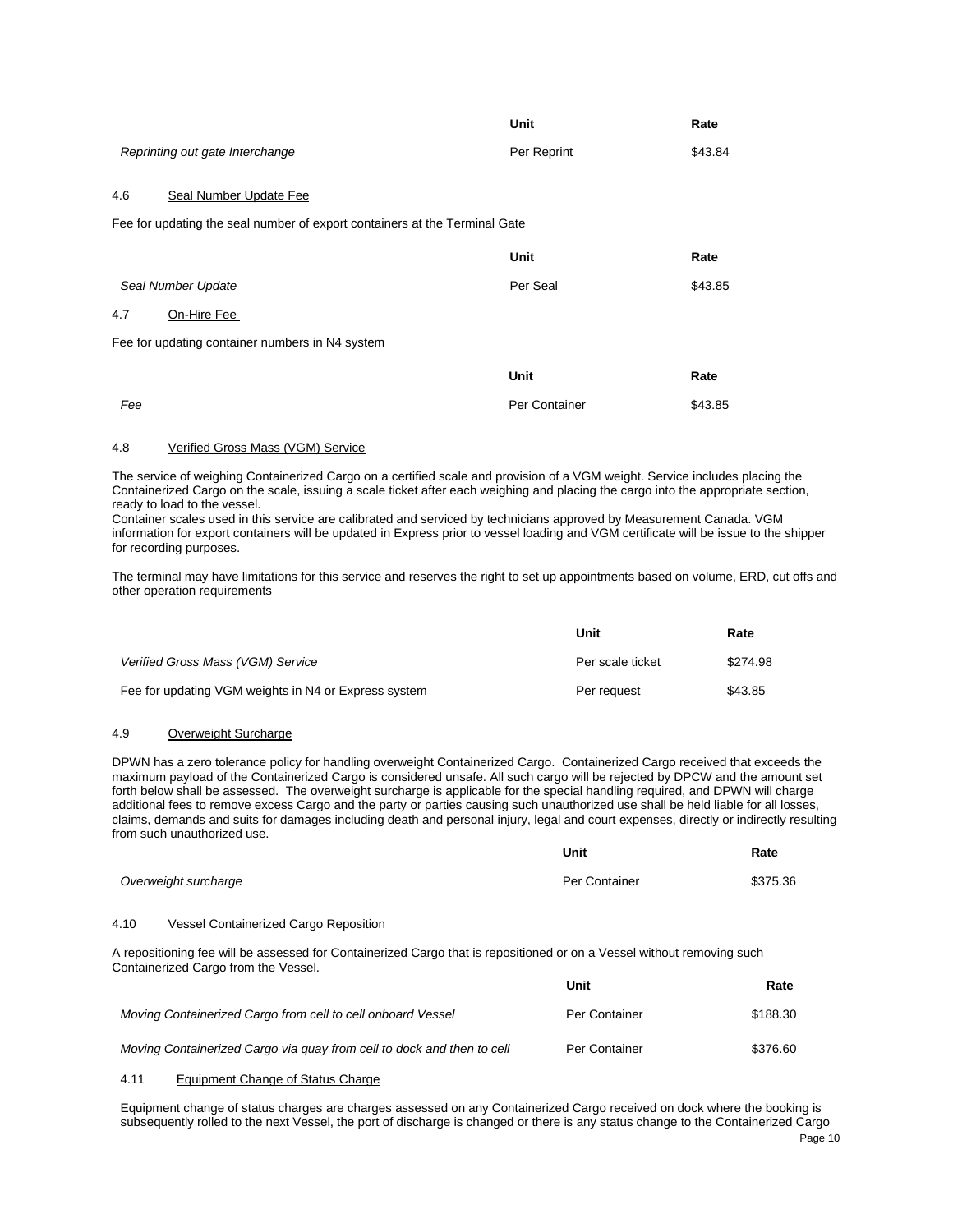| | Unit | Rate |
|---|---|---|
| *Reprinting out gate Interchange* | Per Reprint | $43.84 |

### 4.6 Seal Number Update Fee

Fee for updating the seal number of export containers at the Terminal Gate

| | Unit | Rate |
|---|---|---|
| *Seal Number Update* | Per Seal | $43.85 |

### 4.7 On-Hire Fee

Fee for updating container numbers in N4 system

| | Unit | Rate |
|---|---|---|
| *Fee* | Per Container | $43.85 |

### 4.8 Verified Gross Mass (VGM) Service

The service of weighing Containerized Cargo on a certified scale and provision of a VGM weight. Service includes placing the Containerized Cargo on the scale, issuing a scale ticket after each weighing and placing the cargo into the appropriate section, ready to load to the vessel.
Container scales used in this service are calibrated and serviced by technicians approved by Measurement Canada. VGM information for export containers will be updated in Express prior to vessel loading and VGM certificate will be issue to the shipper for recording purposes.

The terminal may have limitations for this service and reserves the right to set up appointments based on volume, ERD, cut offs and other operation requirements

| | Unit | Rate |
|---|---|---|
| *Verified Gross Mass (VGM) Service* | Per scale ticket | $274.98 |
| Fee for updating VGM weights in N4 or Express system | Per request | $43.85 |

### 4.9 Overweight Surcharge

DPWN has a zero tolerance policy for handling overweight Containerized Cargo. Containerized Cargo received that exceeds the maximum payload of the Containerized Cargo is considered unsafe. All such cargo will be rejected by DPCW and the amount set forth below shall be assessed. The overweight surcharge is applicable for the special handling required, and DPWN will charge additional fees to remove excess Cargo and the party or parties causing such unauthorized use shall be held liable for all losses, claims, demands and suits for damages including death and personal injury, legal and court expenses, directly or indirectly resulting from such unauthorized use.

| | Unit | Rate |
|---|---|---|
| *Overweight surcharge* | Per Container | $375.36 |

### 4.10 Vessel Containerized Cargo Reposition

A repositioning fee will be assessed for Containerized Cargo that is repositioned or on a Vessel without removing such Containerized Cargo from the Vessel.

| | Unit | Rate |
|---|---|---|
| *Moving Containerized Cargo from cell to cell onboard Vessel* | Per Container | $188.30 |
| *Moving Containerized Cargo via quay from cell to dock and then to cell* | Per Container | $376.60 |

### 4.11 Equipment Change of Status Charge

Equipment change of status charges are charges assessed on any Containerized Cargo received on dock where the booking is subsequently rolled to the next Vessel, the port of discharge is changed or there is any status change to the Containerized Cargo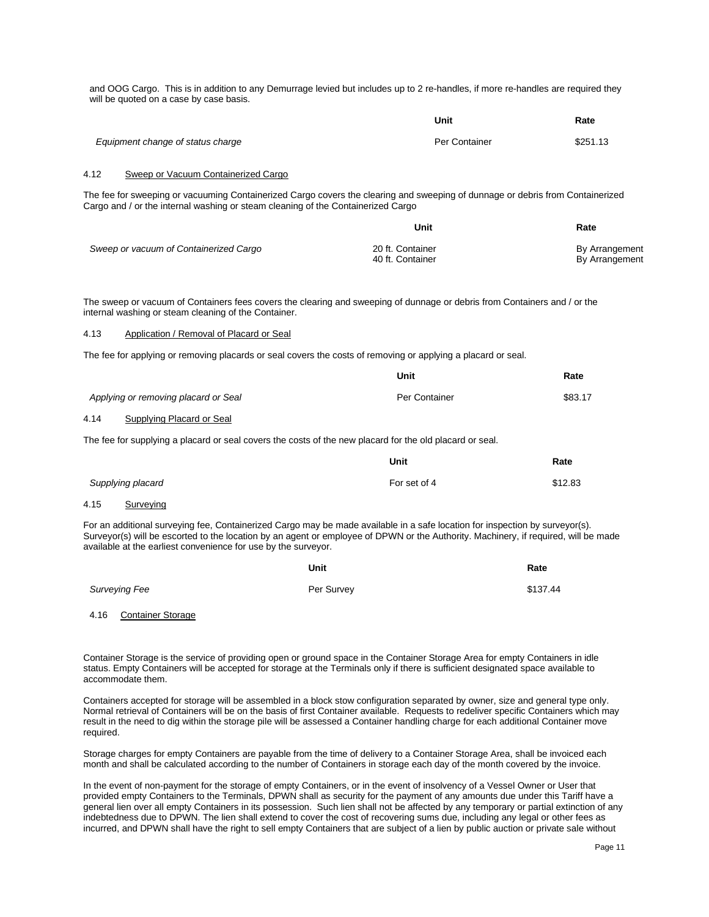and OOG Cargo. This is in addition to any Demurrage levied but includes up to 2 re-handles, if more re-handles are required they will be quoted on a case by case basis.

| | Unit | Rate |
|---|---|---|
| *Equipment change of status charge* | Per Container | $251.13 |

4.12 Sweep or Vacuum Containerized Cargo

The fee for sweeping or vacuuming Containerized Cargo covers the clearing and sweeping of dunnage or debris from Containerized Cargo and / or the internal washing or steam cleaning of the Containerized Cargo

| | Unit | Rate |
|---|---|---|
| *Sweep or vacuum of Containerized Cargo* | 20 ft. Container | By Arrangement |
| | 40 ft. Container | By Arrangement |

The sweep or vacuum of Containers fees covers the clearing and sweeping of dunnage or debris from Containers and / or the internal washing or steam cleaning of the Container.

4.13 Application / Removal of Placard or Seal

The fee for applying or removing placards or seal covers the costs of removing or applying a placard or seal.

| | Unit | Rate |
|---|---|---|
| *Applying or removing placard or Seal* | Per Container | $83.17 |

4.14 Supplying Placard or Seal

The fee for supplying a placard or seal covers the costs of the new placard for the old placard or seal.

| | Unit | Rate |
|---|---|---|
| *Supplying placard* | For set of 4 | $12.83 |

4.15 Surveying

For an additional surveying fee, Containerized Cargo may be made available in a safe location for inspection by surveyor(s). Surveyor(s) will be escorted to the location by an agent or employee of DPWN or the Authority. Machinery, if required, will be made available at the earliest convenience for use by the surveyor.

| | Unit | Rate |
|---|---|---|
| *Surveying Fee* | Per Survey | $137.44 |

4.16 Container Storage

Container Storage is the service of providing open or ground space in the Container Storage Area for empty Containers in idle status. Empty Containers will be accepted for storage at the Terminals only if there is sufficient designated space available to accommodate them.

Containers accepted for storage will be assembled in a block stow configuration separated by owner, size and general type only. Normal retrieval of Containers will be on the basis of first Container available. Requests to redeliver specific Containers which may result in the need to dig within the storage pile will be assessed a Container handling charge for each additional Container move required.

Storage charges for empty Containers are payable from the time of delivery to a Container Storage Area, shall be invoiced each month and shall be calculated according to the number of Containers in storage each day of the month covered by the invoice.

In the event of non-payment for the storage of empty Containers, or in the event of insolvency of a Vessel Owner or User that provided empty Containers to the Terminals, DPWN shall as security for the payment of any amounts due under this Tariff have a general lien over all empty Containers in its possession. Such lien shall not be affected by any temporary or partial extinction of any indebtedness due to DPWN. The lien shall extend to cover the cost of recovering sums due, including any legal or other fees as incurred, and DPWN shall have the right to sell empty Containers that are subject of a lien by public auction or private sale without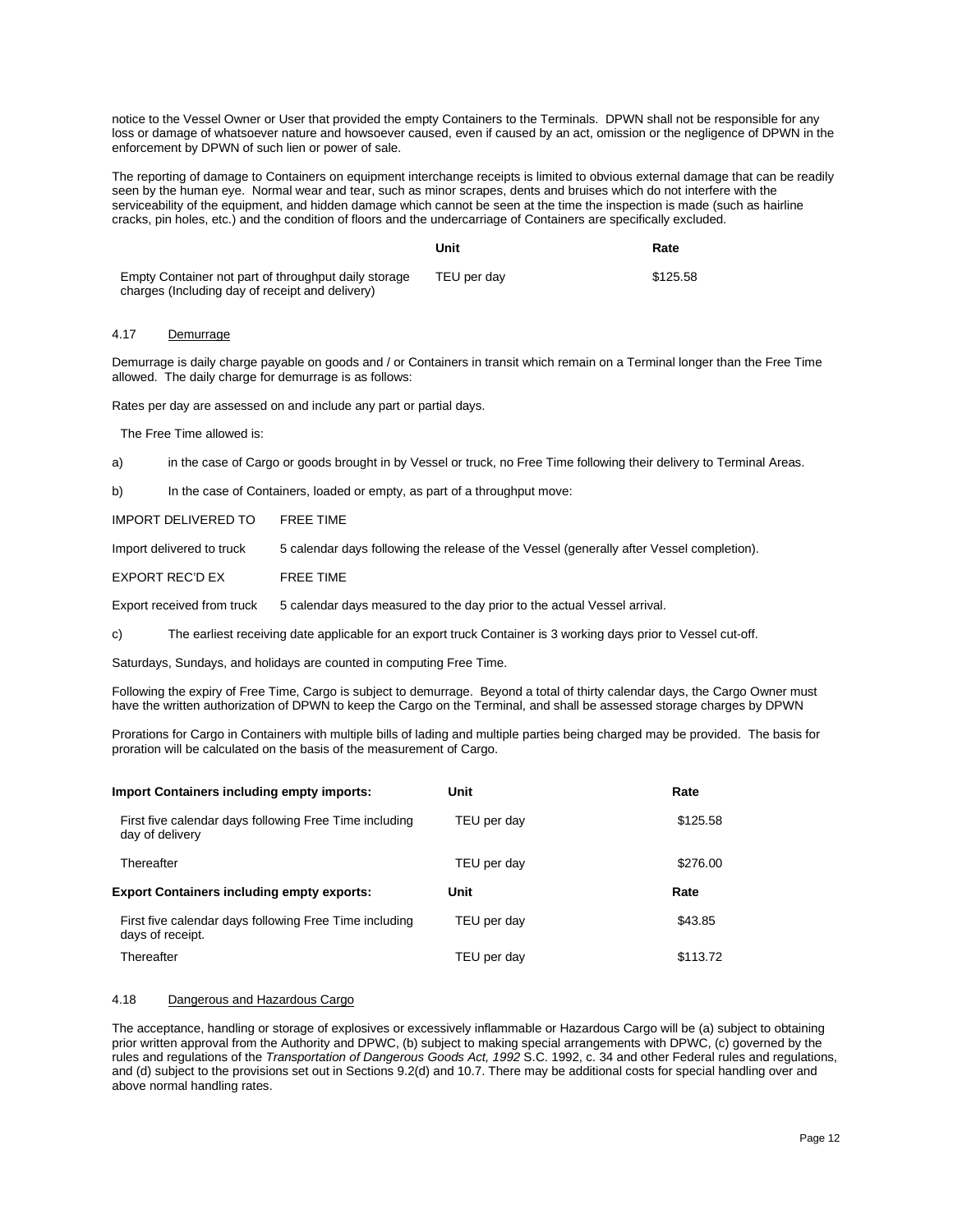notice to the Vessel Owner or User that provided the empty Containers to the Terminals. DPWN shall not be responsible for any loss or damage of whatsoever nature and howsoever caused, even if caused by an act, omission or the negligence of DPWN in the enforcement by DPWN of such lien or power of sale.

The reporting of damage to Containers on equipment interchange receipts is limited to obvious external damage that can be readily seen by the human eye. Normal wear and tear, such as minor scrapes, dents and bruises which do not interfere with the serviceability of the equipment, and hidden damage which cannot be seen at the time the inspection is made (such as hairline cracks, pin holes, etc.) and the condition of floors and the undercarriage of Containers are specifically excluded.

| | Unit | Rate |
|---|---|---|
| Empty Container not part of throughput daily storage charges (Including day of receipt and delivery) | TEU per day | $125.58 |

4.17 Demurrage

Demurrage is daily charge payable on goods and / or Containers in transit which remain on a Terminal longer than the Free Time allowed. The daily charge for demurrage is as follows:

Rates per day are assessed on and include any part or partial days.

The Free Time allowed is:

a) in the case of Cargo or goods brought in by Vessel or truck, no Free Time following their delivery to Terminal Areas.

b) In the case of Containers, loaded or empty, as part of a throughput move:

| IMPORT DELIVERED TO | FREE TIME |
|---|---|
| Import delivered to truck | 5 calendar days following the release of the Vessel (generally after Vessel completion). |
| EXPORT REC'D EX | FREE TIME |
| Export received from truck | 5 calendar days measured to the day prior to the actual Vessel arrival. |

c) The earliest receiving date applicable for an export truck Container is 3 working days prior to Vessel cut-off.

Saturdays, Sundays, and holidays are counted in computing Free Time.

Following the expiry of Free Time, Cargo is subject to demurrage. Beyond a total of thirty calendar days, the Cargo Owner must have the written authorization of DPWN to keep the Cargo on the Terminal, and shall be assessed storage charges by DPWN

Prorations for Cargo in Containers with multiple bills of lading and multiple parties being charged may be provided. The basis for proration will be calculated on the basis of the measurement of Cargo.

| **Import Containers including empty imports:** | **Unit** | **Rate** |
|---|---|---|
| First five calendar days following Free Time including day of delivery | TEU per day | $125.58 |
| Thereafter | TEU per day | $276.00 |
| **Export Containers including empty exports:** | **Unit** | **Rate** |
| First five calendar days following Free Time including days of receipt. | TEU per day | $43.85 |
| Thereafter | TEU per day | $113.72 |

4.18 Dangerous and Hazardous Cargo

The acceptance, handling or storage of explosives or excessively inflammable or Hazardous Cargo will be (a) subject to obtaining prior written approval from the Authority and DPWC, (b) subject to making special arrangements with DPWC, (c) governed by the rules and regulations of the *Transportation of Dangerous Goods Act, 1992* S.C. 1992, c. 34 and other Federal rules and regulations, and (d) subject to the provisions set out in Sections 9.2(d) and 10.7. There may be additional costs for special handling over and above normal handling rates.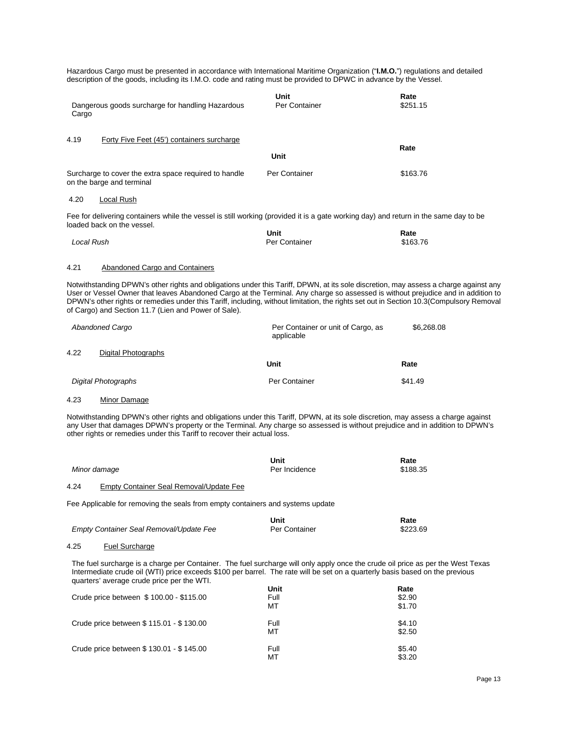Hazardous Cargo must be presented in accordance with International Maritime Organization ("**I.M.O.**") regulations and detailed description of the goods, including its I.M.O. code and rating must be provided to DPWC in advance by the Vessel.

| | Unit | Rate |
|---|---|---|
| Dangerous goods surcharge for handling Hazardous Cargo | Per Container | $251.15 |

### 4.19 Forty Five Feet (45') containers surcharge

| | Unit | Rate |
|---|---|---|
| Surcharge to cover the extra space required to handle on the barge and terminal | Per Container | $163.76 |

### 4.20 Local Rush

Fee for delivering containers while the vessel is still working (provided it is a gate working day) and return in the same day to be loaded back on the vessel.

| | Unit | Rate |
|---|---|---|
| *Local Rush* | Per Container | $163.76 |

### 4.21 Abandoned Cargo and Containers

Notwithstanding DPWN's other rights and obligations under this Tariff, DPWN, at its sole discretion, may assess a charge against any User or Vessel Owner that leaves Abandoned Cargo at the Terminal. Any charge so assessed is without prejudice and in addition to DPWN's other rights or remedies under this Tariff, including, without limitation, the rights set out in Section 10.3(Compulsory Removal of Cargo) and Section 11.7 (Lien and Power of Sale).

| | | |
|---|---|---|
| *Abandoned Cargo* | Per Container or unit of Cargo, as applicable | $6,268.08 |

### 4.22 Digital Photographs

| | Unit | Rate |
|---|---|---|
| *Digital Photographs* | Per Container | $41.49 |

### 4.23 Minor Damage

Notwithstanding DPWN's other rights and obligations under this Tariff, DPWN, at its sole discretion, may assess a charge against any User that damages DPWN's property or the Terminal. Any charge so assessed is without prejudice and in addition to DPWN's other rights or remedies under this Tariff to recover their actual loss.

| | Unit | Rate |
|---|---|---|
| *Minor damage* | Per Incidence | $188.35 |

### 4.24 Empty Container Seal Removal/Update Fee

Fee Applicable for removing the seals from empty containers and systems update

| | Unit | Rate |
|---|---|---|
| *Empty Container Seal Removal/Update Fee* | Per Container | $223.69 |

### 4.25 Fuel Surcharge

The fuel surcharge is a charge per Container. The fuel surcharge will only apply once the crude oil price as per the West Texas Intermediate crude oil (WTI) price exceeds $100 per barrel. The rate will be set on a quarterly basis based on the previous quarters' average crude price per the WTI.

| | Unit | Rate |
|---|---|---|
| Crude price between $ 100.00 - $115.00 | Full | $2.90 |
| | MT | $1.70 |
| Crude price between $ 115.01 - $ 130.00 | Full | $4.10 |
| | MT | $2.50 |
| Crude price between $ 130.01 - $ 145.00 | Full | $5.40 |
| | MT | $3.20 |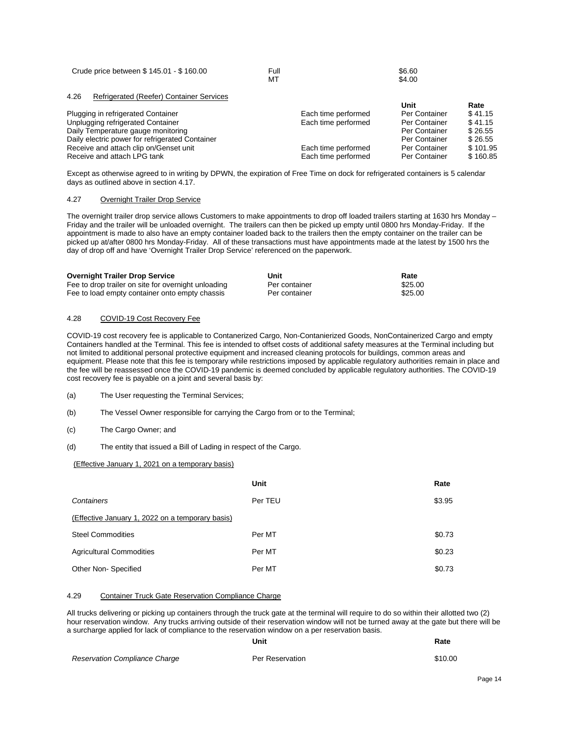| | | |
|---|---|---|
| Crude price between $ 145.01 - $ 160.00 | Full | $6.60 |
| | MT | $4.00 |

4.26 Refrigerated (Reefer) Container Services

| | | Unit | Rate |
|---|---|---|---|
| Plugging in refrigerated Container | Each time performed | Per Container | $ 41.15 |
| Unplugging refrigerated Container | Each time performed | Per Container | $ 41.15 |
| Daily Temperature gauge monitoring | | Per Container | $ 26.55 |
| Daily electric power for refrigerated Container | | Per Container | $ 26.55 |
| Receive and attach clip on/Genset unit | Each time performed | Per Container | $ 101.95 |
| Receive and attach LPG tank | Each time performed | Per Container | $ 160.85 |

Except as otherwise agreed to in writing by DPWN, the expiration of Free Time on dock for refrigerated containers is 5 calendar days as outlined above in section 4.17.

4.27 Overnight Trailer Drop Service

The overnight trailer drop service allows Customers to make appointments to drop off loaded trailers starting at 1630 hrs Monday – Friday and the trailer will be unloaded overnight. The trailers can then be picked up empty until 0800 hrs Monday-Friday. If the appointment is made to also have an empty container loaded back to the trailers then the empty container on the trailer can be picked up at/after 0800 hrs Monday-Friday. All of these transactions must have appointments made at the latest by 1500 hrs the day of drop off and have 'Overnight Trailer Drop Service' referenced on the paperwork.

| **Overnight Trailer Drop Service** | **Unit** | **Rate** |
|---|---|---|
| Fee to drop trailer on site for overnight unloading | Per container | $25.00 |
| Fee to load empty container onto empty chassis | Per container | $25.00 |

4.28 COVID-19 Cost Recovery Fee

COVID-19 cost recovery fee is applicable to Contanerized Cargo, Non-Contanierized Goods, NonContainerized Cargo and empty Containers handled at the Terminal. This fee is intended to offset costs of additional safety measures at the Terminal including but not limited to additional personal protective equipment and increased cleaning protocols for buildings, common areas and equipment. Please note that this fee is temporary while restrictions imposed by applicable regulatory authorities remain in place and the fee will be reassessed once the COVID-19 pandemic is deemed concluded by applicable regulatory authorities. The COVID-19 cost recovery fee is payable on a joint and several basis by:

(a) The User requesting the Terminal Services;

(b) The Vessel Owner responsible for carrying the Cargo from or to the Terminal;

(c) The Cargo Owner; and

(d) The entity that issued a Bill of Lading in respect of the Cargo.

(Effective January 1, 2021 on a temporary basis)

| | **Unit** | **Rate** |
|---|---|---|
| *Containers* | Per TEU | $3.95 |
| (Effective January 1, 2022 on a temporary basis) | | |
| Steel Commodities | Per MT | $0.73 |
| Agricultural Commodities | Per MT | $0.23 |
| Other Non- Specified | Per MT | $0.73 |

4.29 Container Truck Gate Reservation Compliance Charge

All trucks delivering or picking up containers through the truck gate at the terminal will require to do so within their allotted two (2) hour reservation window. Any trucks arriving outside of their reservation window will not be turned away at the gate but there will be a surcharge applied for lack of compliance to the reservation window on a per reservation basis.

| | **Unit** | **Rate** |
|---|---|---|
| *Reservation Compliance Charge* | Per Reservation | $10.00 |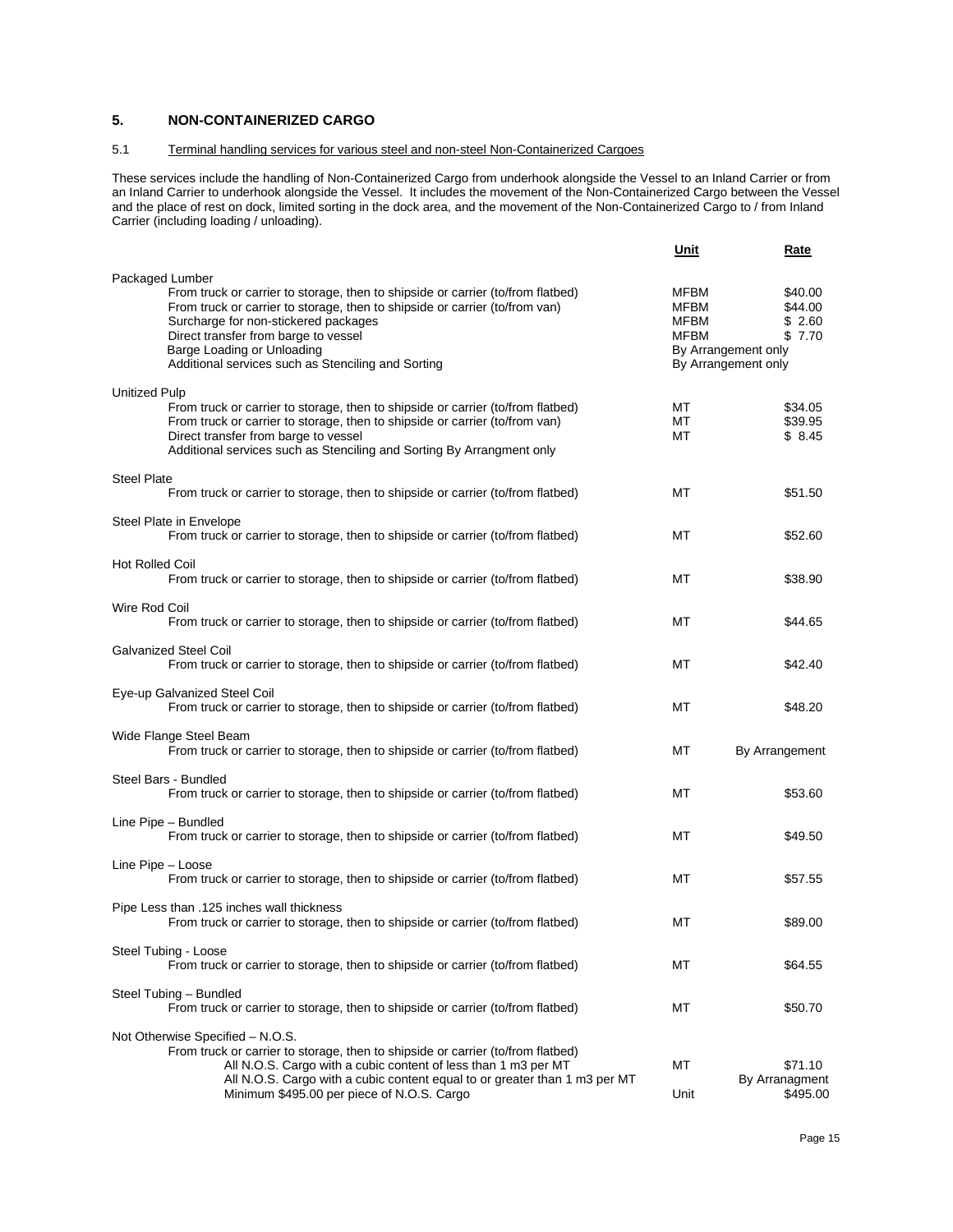## 5. NON-CONTAINERIZED CARGO

### 5.1 Terminal handling services for various steel and non-steel Non-Containerized Cargoes

These services include the handling of Non-Containerized Cargo from underhook alongside the Vessel to an Inland Carrier or from an Inland Carrier to underhook alongside the Vessel. It includes the movement of the Non-Containerized Cargo between the Vessel and the place of rest on dock, limited sorting in the dock area, and the movement of the Non-Containerized Cargo to / from Inland Carrier (including loading / unloading).

| | Unit | Rate |
|---|---|---|
| **Packaged Lumber** | | |
| From truck or carrier to storage, then to shipside or carrier (to/from flatbed) | MFBM | $40.00 |
| From truck or carrier to storage, then to shipside or carrier (to/from van) | MFBM | $44.00 |
| Surcharge for non-stickered packages | MFBM | $ 2.60 |
| Direct transfer from barge to vessel | MFBM | $ 7.70 |
| Barge Loading or Unloading | By Arrangement only | |
| Additional services such as Stenciling and Sorting | By Arrangement only | |
| **Unitized Pulp** | | |
| From truck or carrier to storage, then to shipside or carrier (to/from flatbed) | MT | $34.05 |
| From truck or carrier to storage, then to shipside or carrier (to/from van) | MT | $39.95 |
| Direct transfer from barge to vessel | MT | $ 8.45 |
| Additional services such as Stenciling and Sorting By Arrangment only | | |
| **Steel Plate** | | |
| From truck or carrier to storage, then to shipside or carrier (to/from flatbed) | MT | $51.50 |
| **Steel Plate in Envelope** | | |
| From truck or carrier to storage, then to shipside or carrier (to/from flatbed) | MT | $52.60 |
| **Hot Rolled Coil** | | |
| From truck or carrier to storage, then to shipside or carrier (to/from flatbed) | MT | $38.90 |
| **Wire Rod Coil** | | |
| From truck or carrier to storage, then to shipside or carrier (to/from flatbed) | MT | $44.65 |
| **Galvanized Steel Coil** | | |
| From truck or carrier to storage, then to shipside or carrier (to/from flatbed) | MT | $42.40 |
| **Eye-up Galvanized Steel Coil** | | |
| From truck or carrier to storage, then to shipside or carrier (to/from flatbed) | MT | $48.20 |
| **Wide Flange Steel Beam** | | |
| From truck or carrier to storage, then to shipside or carrier (to/from flatbed) | MT | By Arrangement |
| **Steel Bars - Bundled** | | |
| From truck or carrier to storage, then to shipside or carrier (to/from flatbed) | MT | $53.60 |
| **Line Pipe – Bundled** | | |
| From truck or carrier to storage, then to shipside or carrier (to/from flatbed) | MT | $49.50 |
| **Line Pipe – Loose** | | |
| From truck or carrier to storage, then to shipside or carrier (to/from flatbed) | MT | $57.55 |
| **Pipe Less than .125 inches wall thickness** | | |
| From truck or carrier to storage, then to shipside or carrier (to/from flatbed) | MT | $89.00 |
| **Steel Tubing - Loose** | | |
| From truck or carrier to storage, then to shipside or carrier (to/from flatbed) | MT | $64.55 |
| **Steel Tubing – Bundled** | | |
| From truck or carrier to storage, then to shipside or carrier (to/from flatbed) | MT | $50.70 |
| **Not Otherwise Specified – N.O.S.** | | |
| From truck or carrier to storage, then to shipside or carrier (to/from flatbed) | | |
| All N.O.S. Cargo with a cubic content of less than 1 m3 per MT | MT | $71.10 |
| All N.O.S. Cargo with a cubic content equal to or greater than 1 m3 per MT | | By Arranagment |
| Minimum $495.00 per piece of N.O.S. Cargo | Unit | $495.00 |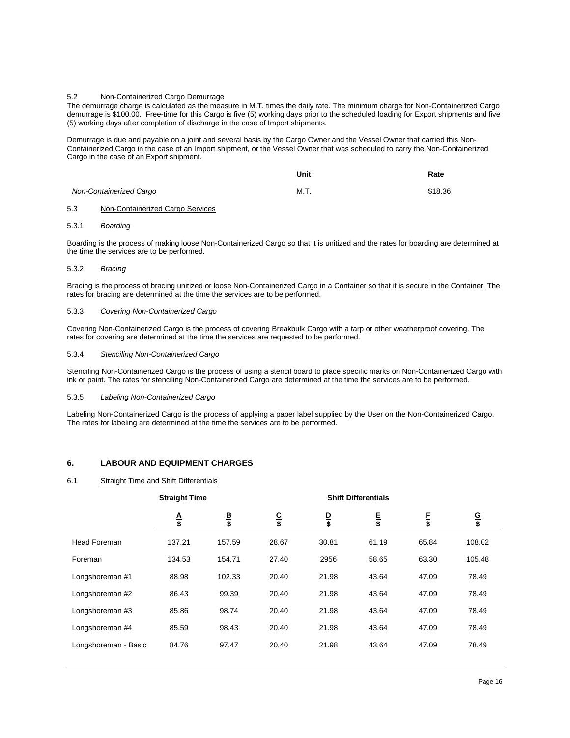5.2 Non-Containerized Cargo Demurrage

The demurrage charge is calculated as the measure in M.T. times the daily rate. The minimum charge for Non-Containerized Cargo demurrage is $100.00. Free-time for this Cargo is five (5) working days prior to the scheduled loading for Export shipments and five (5) working days after completion of discharge in the case of Import shipments.

Demurrage is due and payable on a joint and several basis by the Cargo Owner and the Vessel Owner that carried this Non-Containerized Cargo in the case of an Import shipment, or the Vessel Owner that was scheduled to carry the Non-Containerized Cargo in the case of an Export shipment.

| | Unit | Rate |
|---|---|---|
| *Non-Containerized Cargo* | M.T. | $18.36 |

5.3 Non-Containerized Cargo Services

5.3.1 *Boarding*

Boarding is the process of making loose Non-Containerized Cargo so that it is unitized and the rates for boarding are determined at the time the services are to be performed.

5.3.2 *Bracing*

Bracing is the process of bracing unitized or loose Non-Containerized Cargo in a Container so that it is secure in the Container. The rates for bracing are determined at the time the services are to be performed.

5.3.3 *Covering Non-Containerized Cargo*

Covering Non-Containerized Cargo is the process of covering Breakbulk Cargo with a tarp or other weatherproof covering. The rates for covering are determined at the time the services are requested to be performed.

5.3.4 *Stenciling Non-Containerized Cargo*

Stenciling Non-Containerized Cargo is the process of using a stencil board to place specific marks on Non-Containerized Cargo with ink or paint. The rates for stenciling Non-Containerized Cargo are determined at the time the services are to be performed.

5.3.5 *Labeling Non-Containerized Cargo*

Labeling Non-Containerized Cargo is the process of applying a paper label supplied by the User on the Non-Containerized Cargo. The rates for labeling are determined at the time the services are to be performed.

## 6. LABOUR AND EQUIPMENT CHARGES

6.1 Straight Time and Shift Differentials

| | Straight Time | | Shift Differentials | | | | |
|---|---|---|---|---|---|---|---|
| | **A** $ | **B** $ | **C** $ | **D** $ | **E** $ | **F** $ | **G** $ |
| Head Foreman | 137.21 | 157.59 | 28.67 | 30.81 | 61.19 | 65.84 | 108.02 |
| Foreman | 134.53 | 154.71 | 27.40 | 2956 | 58.65 | 63.30 | 105.48 |
| Longshoreman #1 | 88.98 | 102.33 | 20.40 | 21.98 | 43.64 | 47.09 | 78.49 |
| Longshoreman #2 | 86.43 | 99.39 | 20.40 | 21.98 | 43.64 | 47.09 | 78.49 |
| Longshoreman #3 | 85.86 | 98.74 | 20.40 | 21.98 | 43.64 | 47.09 | 78.49 |
| Longshoreman #4 | 85.59 | 98.43 | 20.40 | 21.98 | 43.64 | 47.09 | 78.49 |
| Longshoreman - Basic | 84.76 | 97.47 | 20.40 | 21.98 | 43.64 | 47.09 | 78.49 |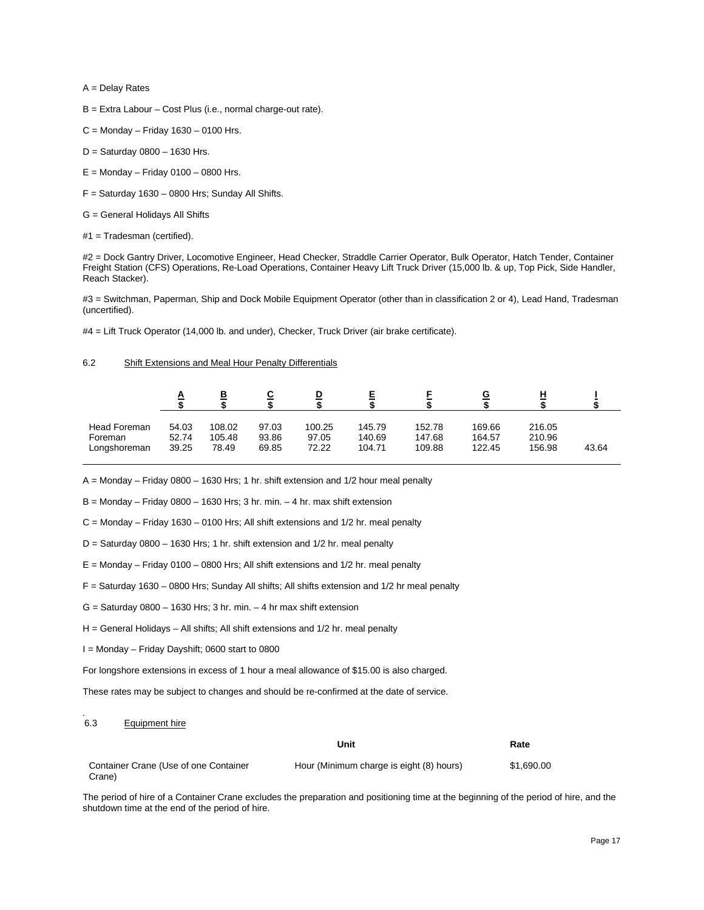A = Delay Rates

B = Extra Labour – Cost Plus (i.e., normal charge-out rate).

C = Monday – Friday 1630 – 0100 Hrs.

D = Saturday 0800 – 1630 Hrs.

E = Monday – Friday 0100 – 0800 Hrs.

F = Saturday 1630 – 0800 Hrs; Sunday All Shifts.

G = General Holidays All Shifts

#1 = Tradesman (certified).

#2 = Dock Gantry Driver, Locomotive Engineer, Head Checker, Straddle Carrier Operator, Bulk Operator, Hatch Tender, Container Freight Station (CFS) Operations, Re-Load Operations, Container Heavy Lift Truck Driver (15,000 lb. & up, Top Pick, Side Handler, Reach Stacker).

#3 = Switchman, Paperman, Ship and Dock Mobile Equipment Operator (other than in classification 2 or 4), Lead Hand, Tradesman (uncertified).

#4 = Lift Truck Operator (14,000 lb. and under), Checker, Truck Driver (air brake certificate).

## 6.2 Shift Extensions and Meal Hour Penalty Differentials

| | A<br>$ | B<br>$ | C<br>$ | D<br>$ | E<br>$ | F<br>$ | G<br>$ | H<br>$ | I<br>$ |
|---|---|---|---|---|---|---|---|---|---|
| Head Foreman | 54.03 | 108.02 | 97.03 | 100.25 | 145.79 | 152.78 | 169.66 | 216.05 | |
| Foreman | 52.74 | 105.48 | 93.86 | 97.05 | 140.69 | 147.68 | 164.57 | 210.96 | |
| Longshoreman | 39.25 | 78.49 | 69.85 | 72.22 | 104.71 | 109.88 | 122.45 | 156.98 | 43.64 |

A = Monday – Friday 0800 – 1630 Hrs; 1 hr. shift extension and 1/2 hour meal penalty

B = Monday – Friday 0800 – 1630 Hrs; 3 hr. min. – 4 hr. max shift extension

C = Monday – Friday 1630 – 0100 Hrs; All shift extensions and 1/2 hr. meal penalty

D = Saturday 0800 – 1630 Hrs; 1 hr. shift extension and 1/2 hr. meal penalty

E = Monday – Friday 0100 – 0800 Hrs; All shift extensions and 1/2 hr. meal penalty

F = Saturday 1630 – 0800 Hrs; Sunday All shifts; All shifts extension and 1/2 hr meal penalty

G = Saturday 0800 – 1630 Hrs; 3 hr. min. – 4 hr max shift extension

H = General Holidays – All shifts; All shift extensions and 1/2 hr. meal penalty

I = Monday – Friday Dayshift; 0600 start to 0800

For longshore extensions in excess of 1 hour a meal allowance of $15.00 is also charged.

These rates may be subject to changes and should be re-confirmed at the date of service.

## 6.3 Equipment hire

| | Unit | Rate |
|---|---|---|
| Container Crane (Use of one Container Crane) | Hour (Minimum charge is eight (8) hours) | $1,690.00 |

The period of hire of a Container Crane excludes the preparation and positioning time at the beginning of the period of hire, and the shutdown time at the end of the period of hire.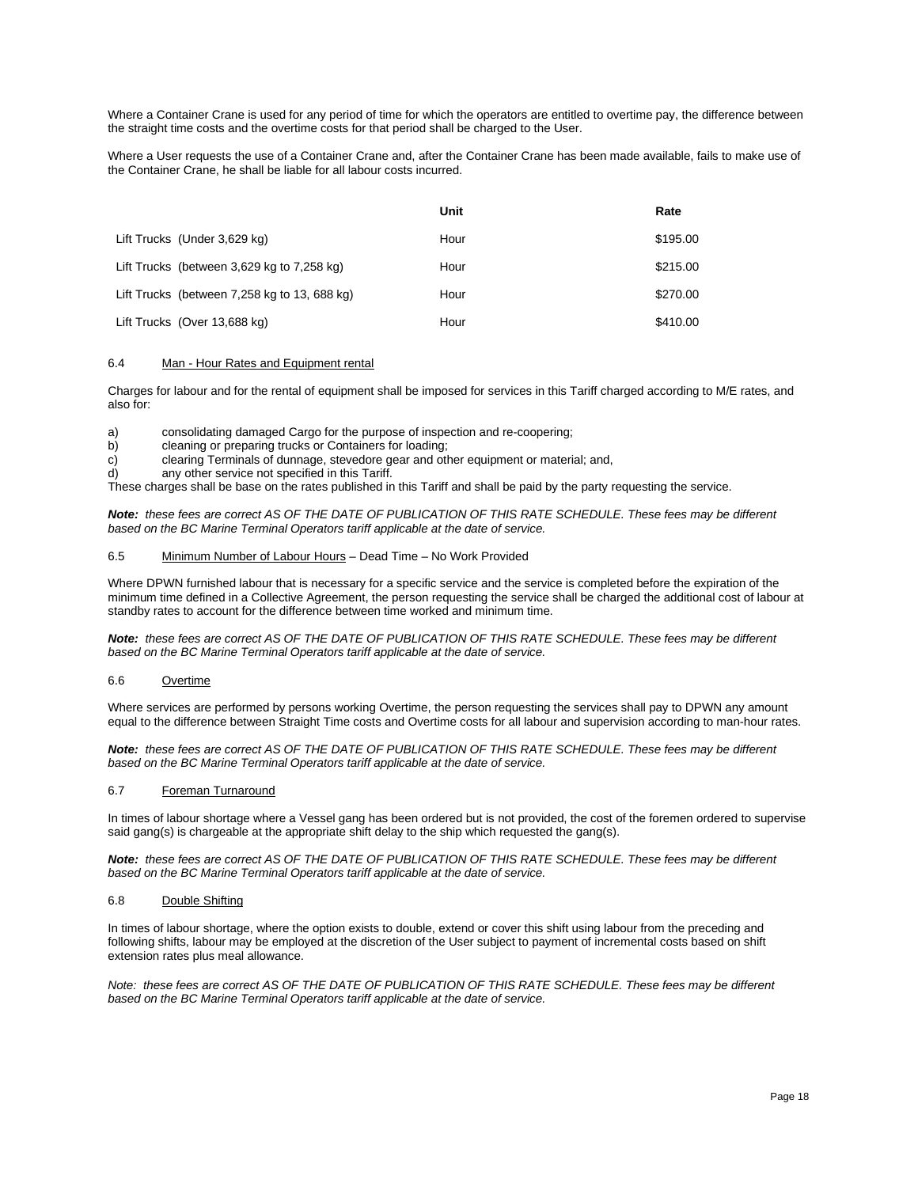Where a Container Crane is used for any period of time for which the operators are entitled to overtime pay, the difference between the straight time costs and the overtime costs for that period shall be charged to the User.

Where a User requests the use of a Container Crane and, after the Container Crane has been made available, fails to make use of the Container Crane, he shall be liable for all labour costs incurred.

| | Unit | Rate |
|---|---|---|
| Lift Trucks (Under 3,629 kg) | Hour | $195.00 |
| Lift Trucks (between 3,629 kg to 7,258 kg) | Hour | $215.00 |
| Lift Trucks (between 7,258 kg to 13, 688 kg) | Hour | $270.00 |
| Lift Trucks (Over 13,688 kg) | Hour | $410.00 |

6.4 Man - Hour Rates and Equipment rental

Charges for labour and for the rental of equipment shall be imposed for services in this Tariff charged according to M/E rates, and also for:

a) consolidating damaged Cargo for the purpose of inspection and re-coopering;
b) cleaning or preparing trucks or Containers for loading;
c) clearing Terminals of dunnage, stevedore gear and other equipment or material; and,
d) any other service not specified in this Tariff.

These charges shall be base on the rates published in this Tariff and shall be paid by the party requesting the service.

***Note:** these fees are correct AS OF THE DATE OF PUBLICATION OF THIS RATE SCHEDULE. These fees may be different based on the BC Marine Terminal Operators tariff applicable at the date of service.*

6.5 Minimum Number of Labour Hours – Dead Time – No Work Provided

Where DPWN furnished labour that is necessary for a specific service and the service is completed before the expiration of the minimum time defined in a Collective Agreement, the person requesting the service shall be charged the additional cost of labour at standby rates to account for the difference between time worked and minimum time.

***Note:** these fees are correct AS OF THE DATE OF PUBLICATION OF THIS RATE SCHEDULE. These fees may be different based on the BC Marine Terminal Operators tariff applicable at the date of service.*

6.6 Overtime

Where services are performed by persons working Overtime, the person requesting the services shall pay to DPWN any amount equal to the difference between Straight Time costs and Overtime costs for all labour and supervision according to man-hour rates.

***Note:** these fees are correct AS OF THE DATE OF PUBLICATION OF THIS RATE SCHEDULE. These fees may be different based on the BC Marine Terminal Operators tariff applicable at the date of service.*

6.7 Foreman Turnaround

In times of labour shortage where a Vessel gang has been ordered but is not provided, the cost of the foremen ordered to supervise said gang(s) is chargeable at the appropriate shift delay to the ship which requested the gang(s).

***Note:** these fees are correct AS OF THE DATE OF PUBLICATION OF THIS RATE SCHEDULE. These fees may be different based on the BC Marine Terminal Operators tariff applicable at the date of service.*

6.8 Double Shifting

In times of labour shortage, where the option exists to double, extend or cover this shift using labour from the preceding and following shifts, labour may be employed at the discretion of the User subject to payment of incremental costs based on shift extension rates plus meal allowance.

*Note: these fees are correct AS OF THE DATE OF PUBLICATION OF THIS RATE SCHEDULE. These fees may be different based on the BC Marine Terminal Operators tariff applicable at the date of service.*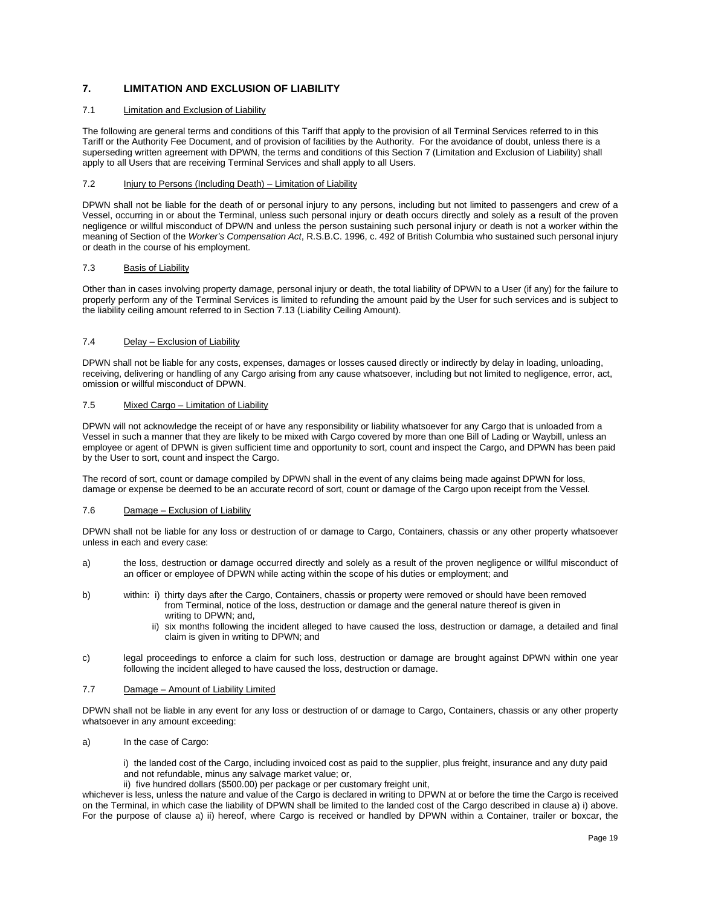## 7. LIMITATION AND EXCLUSION OF LIABILITY

### 7.1 Limitation and Exclusion of Liability

The following are general terms and conditions of this Tariff that apply to the provision of all Terminal Services referred to in this Tariff or the Authority Fee Document, and of provision of facilities by the Authority. For the avoidance of doubt, unless there is a superseding written agreement with DPWN, the terms and conditions of this Section 7 (Limitation and Exclusion of Liability) shall apply to all Users that are receiving Terminal Services and shall apply to all Users.

### 7.2 Injury to Persons (Including Death) – Limitation of Liability

DPWN shall not be liable for the death of or personal injury to any persons, including but not limited to passengers and crew of a Vessel, occurring in or about the Terminal, unless such personal injury or death occurs directly and solely as a result of the proven negligence or willful misconduct of DPWN and unless the person sustaining such personal injury or death is not a worker within the meaning of Section of the *Worker's Compensation Act*, R.S.B.C. 1996, c. 492 of British Columbia who sustained such personal injury or death in the course of his employment.

### 7.3 Basis of Liability

Other than in cases involving property damage, personal injury or death, the total liability of DPWN to a User (if any) for the failure to properly perform any of the Terminal Services is limited to refunding the amount paid by the User for such services and is subject to the liability ceiling amount referred to in Section 7.13 (Liability Ceiling Amount).

### 7.4 Delay – Exclusion of Liability

DPWN shall not be liable for any costs, expenses, damages or losses caused directly or indirectly by delay in loading, unloading, receiving, delivering or handling of any Cargo arising from any cause whatsoever, including but not limited to negligence, error, act, omission or willful misconduct of DPWN.

### 7.5 Mixed Cargo – Limitation of Liability

DPWN will not acknowledge the receipt of or have any responsibility or liability whatsoever for any Cargo that is unloaded from a Vessel in such a manner that they are likely to be mixed with Cargo covered by more than one Bill of Lading or Waybill, unless an employee or agent of DPWN is given sufficient time and opportunity to sort, count and inspect the Cargo, and DPWN has been paid by the User to sort, count and inspect the Cargo.

The record of sort, count or damage compiled by DPWN shall in the event of any claims being made against DPWN for loss, damage or expense be deemed to be an accurate record of sort, count or damage of the Cargo upon receipt from the Vessel.

### 7.6 Damage – Exclusion of Liability

DPWN shall not be liable for any loss or destruction of or damage to Cargo, Containers, chassis or any other property whatsoever unless in each and every case:

a) the loss, destruction or damage occurred directly and solely as a result of the proven negligence or willful misconduct of an officer or employee of DPWN while acting within the scope of his duties or employment; and

b) within: i) thirty days after the Cargo, Containers, chassis or property were removed or should have been removed from Terminal, notice of the loss, destruction or damage and the general nature thereof is given in writing to DPWN; and,
   ii) six months following the incident alleged to have caused the loss, destruction or damage, a detailed and final claim is given in writing to DPWN; and

c) legal proceedings to enforce a claim for such loss, destruction or damage are brought against DPWN within one year following the incident alleged to have caused the loss, destruction or damage.

### 7.7 Damage – Amount of Liability Limited

DPWN shall not be liable in any event for any loss or destruction of or damage to Cargo, Containers, chassis or any other property whatsoever in any amount exceeding:

a) In the case of Cargo:

   i) the landed cost of the Cargo, including invoiced cost as paid to the supplier, plus freight, insurance and any duty paid and not refundable, minus any salvage market value; or,
   ii) five hundred dollars ($500.00) per package or per customary freight unit,

whichever is less, unless the nature and value of the Cargo is declared in writing to DPWN at or before the time the Cargo is received on the Terminal, in which case the liability of DPWN shall be limited to the landed cost of the Cargo described in clause a) i) above. For the purpose of clause a) ii) hereof, where Cargo is received or handled by DPWN within a Container, trailer or boxcar, the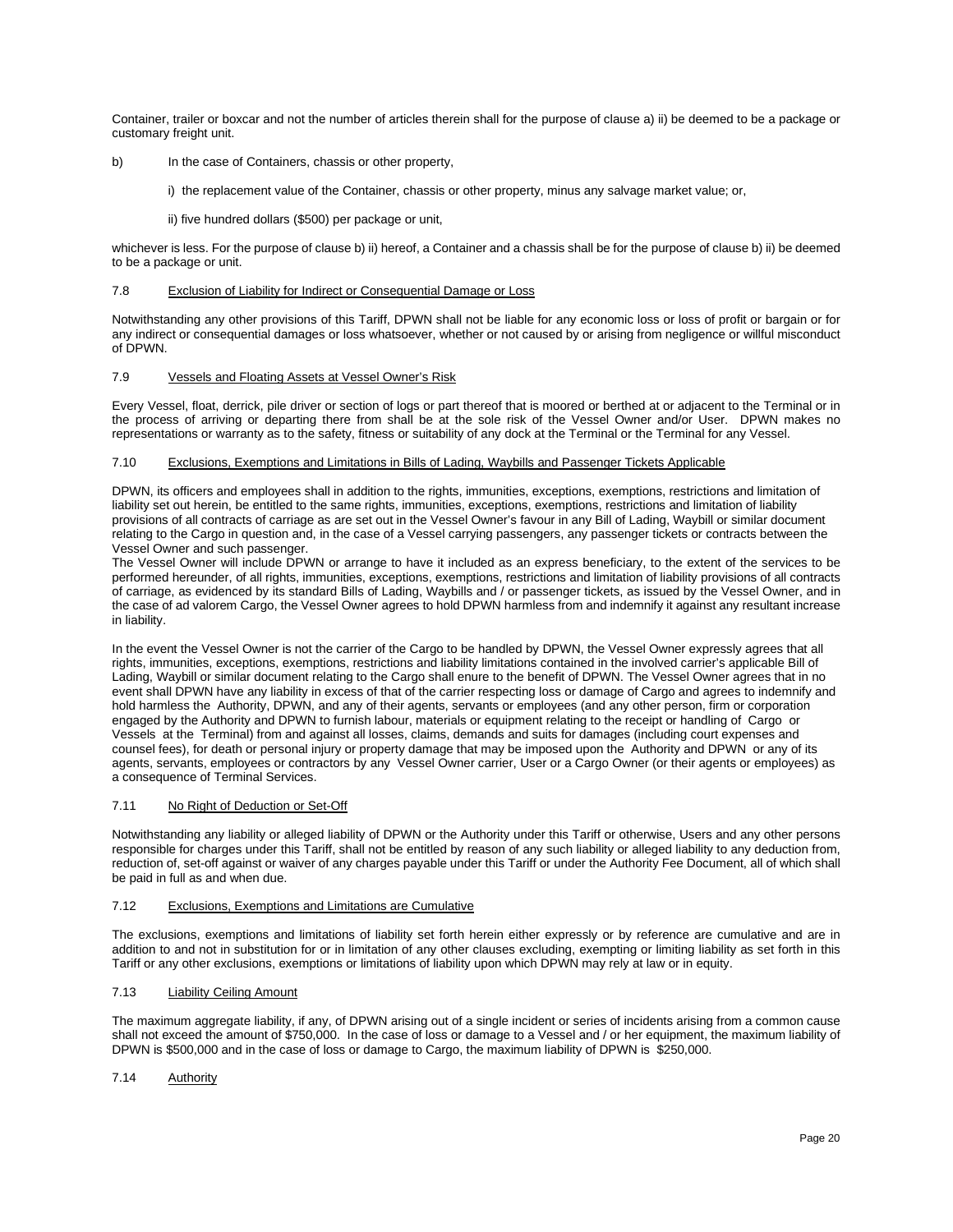Container, trailer or boxcar and not the number of articles therein shall for the purpose of clause a) ii) be deemed to be a package or customary freight unit.

b) In the case of Containers, chassis or other property,

i) the replacement value of the Container, chassis or other property, minus any salvage market value; or,

ii) five hundred dollars ($500) per package or unit,

whichever is less. For the purpose of clause b) ii) hereof, a Container and a chassis shall be for the purpose of clause b) ii) be deemed to be a package or unit.

### 7.8 Exclusion of Liability for Indirect or Consequential Damage or Loss

Notwithstanding any other provisions of this Tariff, DPWN shall not be liable for any economic loss or loss of profit or bargain or for any indirect or consequential damages or loss whatsoever, whether or not caused by or arising from negligence or willful misconduct of DPWN.

### 7.9 Vessels and Floating Assets at Vessel Owner's Risk

Every Vessel, float, derrick, pile driver or section of logs or part thereof that is moored or berthed at or adjacent to the Terminal or in the process of arriving or departing there from shall be at the sole risk of the Vessel Owner and/or User. DPWN makes no representations or warranty as to the safety, fitness or suitability of any dock at the Terminal or the Terminal for any Vessel.

### 7.10 Exclusions, Exemptions and Limitations in Bills of Lading, Waybills and Passenger Tickets Applicable

DPWN, its officers and employees shall in addition to the rights, immunities, exceptions, exemptions, restrictions and limitation of liability set out herein, be entitled to the same rights, immunities, exceptions, exemptions, restrictions and limitation of liability provisions of all contracts of carriage as are set out in the Vessel Owner's favour in any Bill of Lading, Waybill or similar document relating to the Cargo in question and, in the case of a Vessel carrying passengers, any passenger tickets or contracts between the Vessel Owner and such passenger.

The Vessel Owner will include DPWN or arrange to have it included as an express beneficiary, to the extent of the services to be performed hereunder, of all rights, immunities, exceptions, exemptions, restrictions and limitation of liability provisions of all contracts of carriage, as evidenced by its standard Bills of Lading, Waybills and / or passenger tickets, as issued by the Vessel Owner, and in the case of ad valorem Cargo, the Vessel Owner agrees to hold DPWN harmless from and indemnify it against any resultant increase in liability.

In the event the Vessel Owner is not the carrier of the Cargo to be handled by DPWN, the Vessel Owner expressly agrees that all rights, immunities, exceptions, exemptions, restrictions and liability limitations contained in the involved carrier's applicable Bill of Lading, Waybill or similar document relating to the Cargo shall enure to the benefit of DPWN. The Vessel Owner agrees that in no event shall DPWN have any liability in excess of that of the carrier respecting loss or damage of Cargo and agrees to indemnify and hold harmless the Authority, DPWN, and any of their agents, servants or employees (and any other person, firm or corporation engaged by the Authority and DPWN to furnish labour, materials or equipment relating to the receipt or handling of Cargo or Vessels at the Terminal) from and against all losses, claims, demands and suits for damages (including court expenses and counsel fees), for death or personal injury or property damage that may be imposed upon the Authority and DPWN or any of its agents, servants, employees or contractors by any Vessel Owner carrier, User or a Cargo Owner (or their agents or employees) as a consequence of Terminal Services.

### 7.11 No Right of Deduction or Set-Off

Notwithstanding any liability or alleged liability of DPWN or the Authority under this Tariff or otherwise, Users and any other persons responsible for charges under this Tariff, shall not be entitled by reason of any such liability or alleged liability to any deduction from, reduction of, set-off against or waiver of any charges payable under this Tariff or under the Authority Fee Document, all of which shall be paid in full as and when due.

### 7.12 Exclusions, Exemptions and Limitations are Cumulative

The exclusions, exemptions and limitations of liability set forth herein either expressly or by reference are cumulative and are in addition to and not in substitution for or in limitation of any other clauses excluding, exempting or limiting liability as set forth in this Tariff or any other exclusions, exemptions or limitations of liability upon which DPWN may rely at law or in equity.

### 7.13 Liability Ceiling Amount

The maximum aggregate liability, if any, of DPWN arising out of a single incident or series of incidents arising from a common cause shall not exceed the amount of $750,000. In the case of loss or damage to a Vessel and / or her equipment, the maximum liability of DPWN is $500,000 and in the case of loss or damage to Cargo, the maximum liability of DPWN is $250,000.

### 7.14 Authority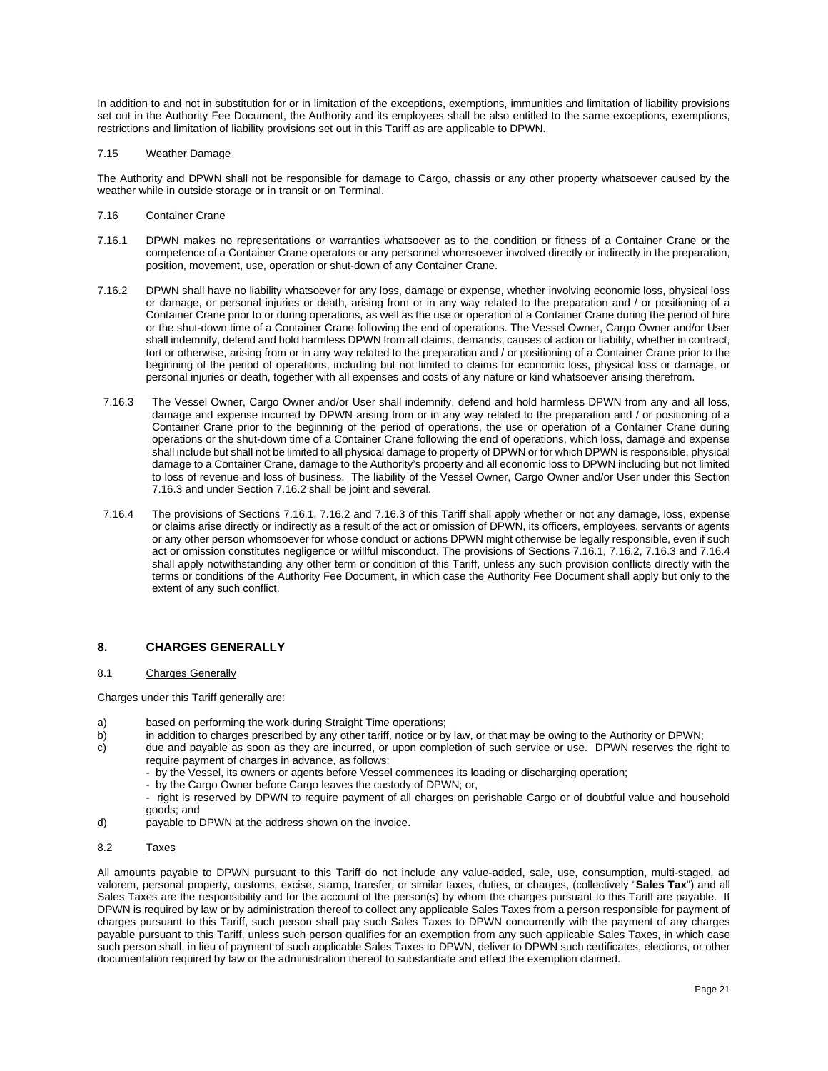In addition to and not in substitution for or in limitation of the exceptions, exemptions, immunities and limitation of liability provisions set out in the Authority Fee Document, the Authority and its employees shall be also entitled to the same exceptions, exemptions, restrictions and limitation of liability provisions set out in this Tariff as are applicable to DPWN.

7.15 Weather Damage

The Authority and DPWN shall not be responsible for damage to Cargo, chassis or any other property whatsoever caused by the weather while in outside storage or in transit or on Terminal.

7.16 Container Crane

7.16.1 DPWN makes no representations or warranties whatsoever as to the condition or fitness of a Container Crane or the competence of a Container Crane operators or any personnel whomsoever involved directly or indirectly in the preparation, position, movement, use, operation or shut-down of any Container Crane.

7.16.2 DPWN shall have no liability whatsoever for any loss, damage or expense, whether involving economic loss, physical loss or damage, or personal injuries or death, arising from or in any way related to the preparation and / or positioning of a Container Crane prior to or during operations, as well as the use or operation of a Container Crane during the period of hire or the shut-down time of a Container Crane following the end of operations. The Vessel Owner, Cargo Owner and/or User shall indemnify, defend and hold harmless DPWN from all claims, demands, causes of action or liability, whether in contract, tort or otherwise, arising from or in any way related to the preparation and / or positioning of a Container Crane prior to the beginning of the period of operations, including but not limited to claims for economic loss, physical loss or damage, or personal injuries or death, together with all expenses and costs of any nature or kind whatsoever arising therefrom.

7.16.3 The Vessel Owner, Cargo Owner and/or User shall indemnify, defend and hold harmless DPWN from any and all loss, damage and expense incurred by DPWN arising from or in any way related to the preparation and / or positioning of a Container Crane prior to the beginning of the period of operations, the use or operation of a Container Crane during operations or the shut-down time of a Container Crane following the end of operations, which loss, damage and expense shall include but shall not be limited to all physical damage to property of DPWN or for which DPWN is responsible, physical damage to a Container Crane, damage to the Authority's property and all economic loss to DPWN including but not limited to loss of revenue and loss of business. The liability of the Vessel Owner, Cargo Owner and/or User under this Section 7.16.3 and under Section 7.16.2 shall be joint and several.

7.16.4 The provisions of Sections 7.16.1, 7.16.2 and 7.16.3 of this Tariff shall apply whether or not any damage, loss, expense or claims arise directly or indirectly as a result of the act or omission of DPWN, its officers, employees, servants or agents or any other person whomsoever for whose conduct or actions DPWN might otherwise be legally responsible, even if such act or omission constitutes negligence or willful misconduct. The provisions of Sections 7.16.1, 7.16.2, 7.16.3 and 7.16.4 shall apply notwithstanding any other term or condition of this Tariff, unless any such provision conflicts directly with the terms or conditions of the Authority Fee Document, in which case the Authority Fee Document shall apply but only to the extent of any such conflict.

## 8. CHARGES GENERALLY

8.1 Charges Generally

Charges under this Tariff generally are:

a) based on performing the work during Straight Time operations;
b) in addition to charges prescribed by any other tariff, notice or by law, or that may be owing to the Authority or DPWN;
c) due and payable as soon as they are incurred, or upon completion of such service or use. DPWN reserves the right to require payment of charges in advance, as follows:
   - by the Vessel, its owners or agents before Vessel commences its loading or discharging operation;
   - by the Cargo Owner before Cargo leaves the custody of DPWN; or,
   - right is reserved by DPWN to require payment of all charges on perishable Cargo or of doubtful value and household goods; and
d) payable to DPWN at the address shown on the invoice.

8.2 Taxes

All amounts payable to DPWN pursuant to this Tariff do not include any value-added, sale, use, consumption, multi-staged, ad valorem, personal property, customs, excise, stamp, transfer, or similar taxes, duties, or charges, (collectively "**Sales Tax**") and all Sales Taxes are the responsibility and for the account of the person(s) by whom the charges pursuant to this Tariff are payable. If DPWN is required by law or by administration thereof to collect any applicable Sales Taxes from a person responsible for payment of charges pursuant to this Tariff, such person shall pay such Sales Taxes to DPWN concurrently with the payment of any charges payable pursuant to this Tariff, unless such person qualifies for an exemption from any such applicable Sales Taxes, in which case such person shall, in lieu of payment of such applicable Sales Taxes to DPWN, deliver to DPWN such certificates, elections, or other documentation required by law or the administration thereof to substantiate and effect the exemption claimed.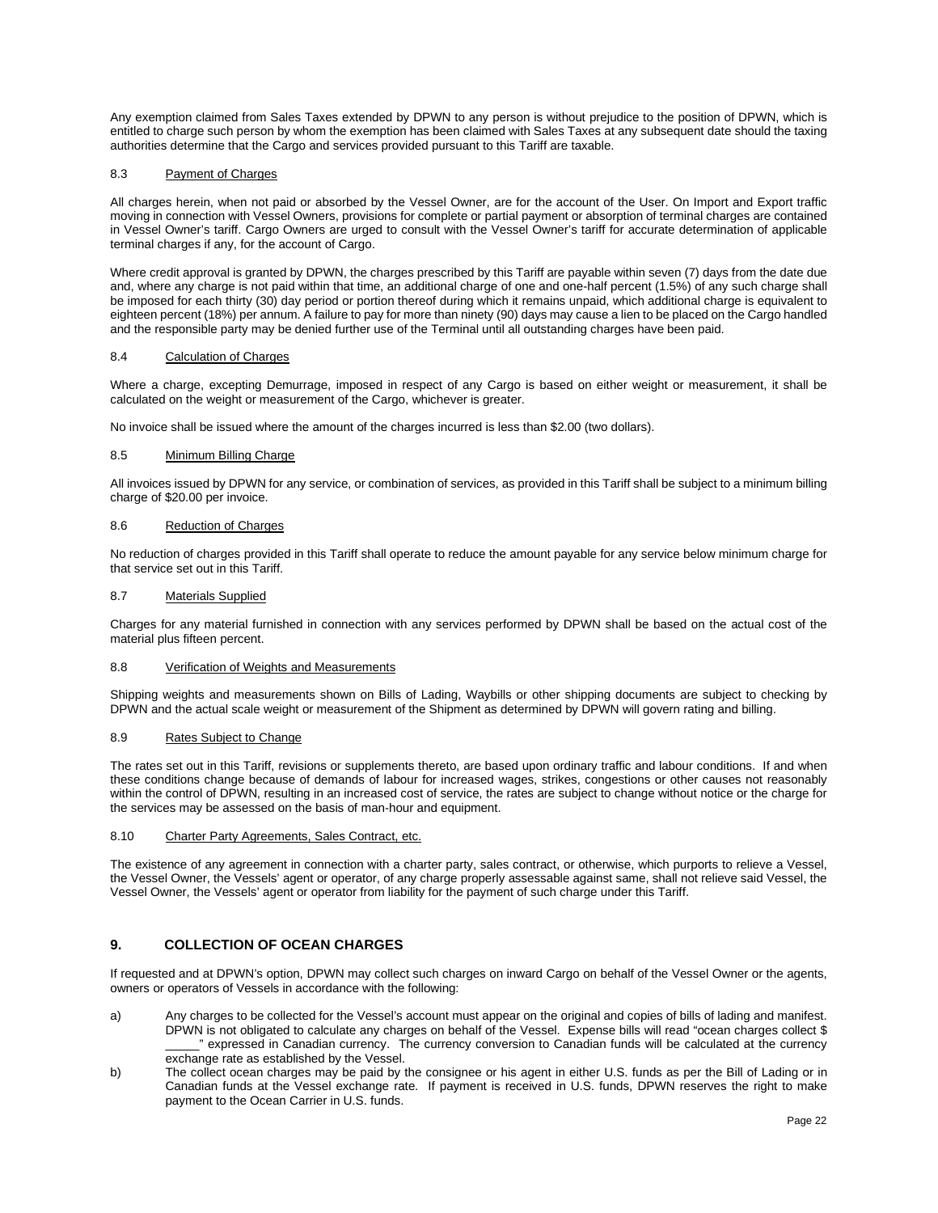Any exemption claimed from Sales Taxes extended by DPWN to any person is without prejudice to the position of DPWN, which is entitled to charge such person by whom the exemption has been claimed with Sales Taxes at any subsequent date should the taxing authorities determine that the Cargo and services provided pursuant to this Tariff are taxable.

### 8.3 Payment of Charges

All charges herein, when not paid or absorbed by the Vessel Owner, are for the account of the User. On Import and Export traffic moving in connection with Vessel Owners, provisions for complete or partial payment or absorption of terminal charges are contained in Vessel Owner's tariff. Cargo Owners are urged to consult with the Vessel Owner's tariff for accurate determination of applicable terminal charges if any, for the account of Cargo.

Where credit approval is granted by DPWN, the charges prescribed by this Tariff are payable within seven (7) days from the date due and, where any charge is not paid within that time, an additional charge of one and one-half percent (1.5%) of any such charge shall be imposed for each thirty (30) day period or portion thereof during which it remains unpaid, which additional charge is equivalent to eighteen percent (18%) per annum. A failure to pay for more than ninety (90) days may cause a lien to be placed on the Cargo handled and the responsible party may be denied further use of the Terminal until all outstanding charges have been paid.

### 8.4 Calculation of Charges

Where a charge, excepting Demurrage, imposed in respect of any Cargo is based on either weight or measurement, it shall be calculated on the weight or measurement of the Cargo, whichever is greater.

No invoice shall be issued where the amount of the charges incurred is less than $2.00 (two dollars).

### 8.5 Minimum Billing Charge

All invoices issued by DPWN for any service, or combination of services, as provided in this Tariff shall be subject to a minimum billing charge of $20.00 per invoice.

### 8.6 Reduction of Charges

No reduction of charges provided in this Tariff shall operate to reduce the amount payable for any service below minimum charge for that service set out in this Tariff.

### 8.7 Materials Supplied

Charges for any material furnished in connection with any services performed by DPWN shall be based on the actual cost of the material plus fifteen percent.

### 8.8 Verification of Weights and Measurements

Shipping weights and measurements shown on Bills of Lading, Waybills or other shipping documents are subject to checking by DPWN and the actual scale weight or measurement of the Shipment as determined by DPWN will govern rating and billing.

### 8.9 Rates Subject to Change

The rates set out in this Tariff, revisions or supplements thereto, are based upon ordinary traffic and labour conditions. If and when these conditions change because of demands of labour for increased wages, strikes, congestions or other causes not reasonably within the control of DPWN, resulting in an increased cost of service, the rates are subject to change without notice or the charge for the services may be assessed on the basis of man-hour and equipment.

### 8.10 Charter Party Agreements, Sales Contract, etc.

The existence of any agreement in connection with a charter party, sales contract, or otherwise, which purports to relieve a Vessel, the Vessel Owner, the Vessels' agent or operator, of any charge properly assessable against same, shall not relieve said Vessel, the Vessel Owner, the Vessels' agent or operator from liability for the payment of such charge under this Tariff.

## 9. COLLECTION OF OCEAN CHARGES

If requested and at DPWN's option, DPWN may collect such charges on inward Cargo on behalf of the Vessel Owner or the agents, owners or operators of Vessels in accordance with the following:

a) Any charges to be collected for the Vessel's account must appear on the original and copies of bills of lading and manifest. DPWN is not obligated to calculate any charges on behalf of the Vessel. Expense bills will read "ocean charges collect $ _____" expressed in Canadian currency. The currency conversion to Canadian funds will be calculated at the currency exchange rate as established by the Vessel.

b) The collect ocean charges may be paid by the consignee or his agent in either U.S. funds as per the Bill of Lading or in Canadian funds at the Vessel exchange rate. If payment is received in U.S. funds, DPWN reserves the right to make payment to the Ocean Carrier in U.S. funds.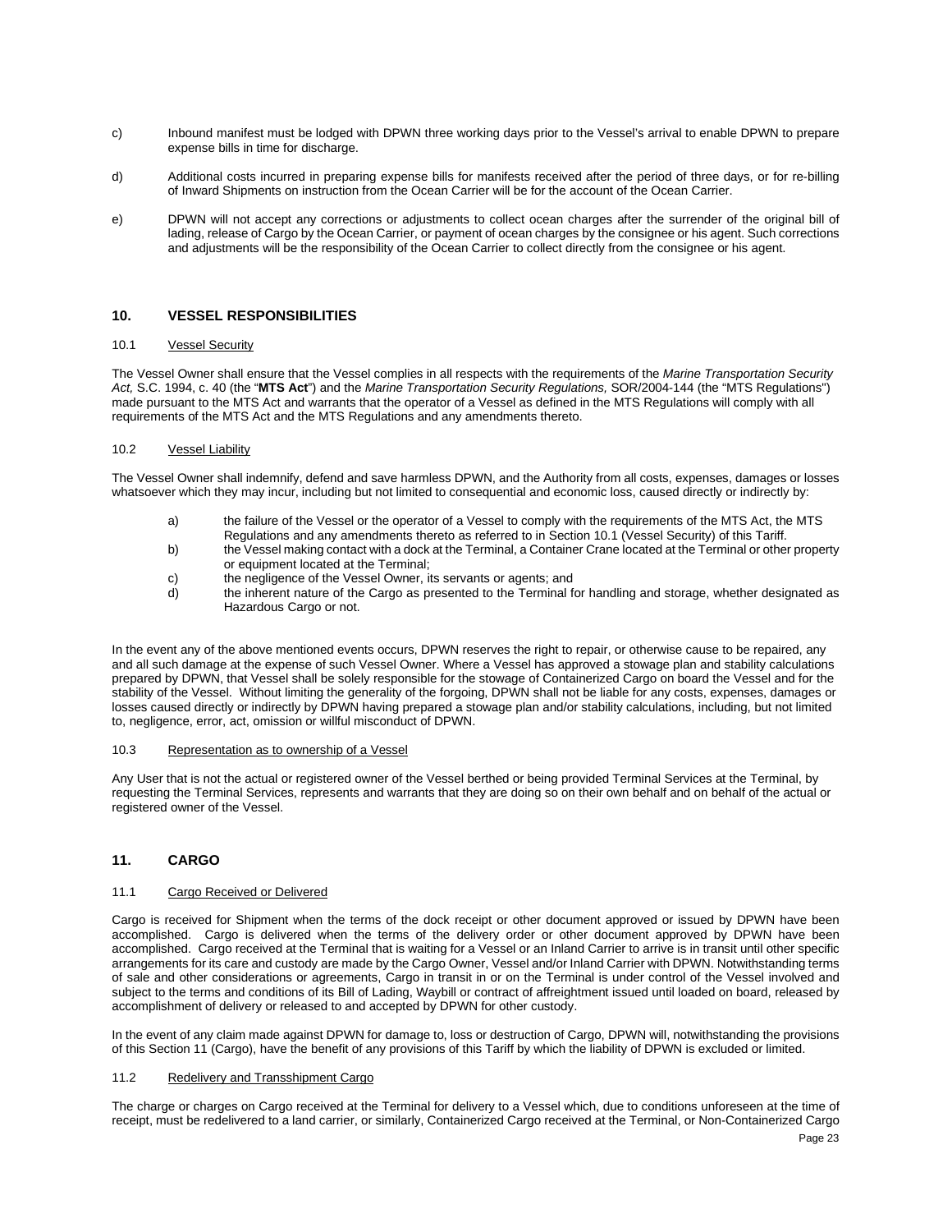c) Inbound manifest must be lodged with DPWN three working days prior to the Vessel's arrival to enable DPWN to prepare expense bills in time for discharge.

d) Additional costs incurred in preparing expense bills for manifests received after the period of three days, or for re-billing of Inward Shipments on instruction from the Ocean Carrier will be for the account of the Ocean Carrier.

e) DPWN will not accept any corrections or adjustments to collect ocean charges after the surrender of the original bill of lading, release of Cargo by the Ocean Carrier, or payment of ocean charges by the consignee or his agent. Such corrections and adjustments will be the responsibility of the Ocean Carrier to collect directly from the consignee or his agent.

## 10. VESSEL RESPONSIBILITIES

### 10.1 Vessel Security

The Vessel Owner shall ensure that the Vessel complies in all respects with the requirements of the *Marine Transportation Security Act,* S.C. 1994, c. 40 (the "**MTS Act**") and the *Marine Transportation Security Regulations,* SOR/2004-144 (the "MTS Regulations") made pursuant to the MTS Act and warrants that the operator of a Vessel as defined in the MTS Regulations will comply with all requirements of the MTS Act and the MTS Regulations and any amendments thereto.

### 10.2 Vessel Liability

The Vessel Owner shall indemnify, defend and save harmless DPWN, and the Authority from all costs, expenses, damages or losses whatsoever which they may incur, including but not limited to consequential and economic loss, caused directly or indirectly by:

a) the failure of the Vessel or the operator of a Vessel to comply with the requirements of the MTS Act, the MTS Regulations and any amendments thereto as referred to in Section 10.1 (Vessel Security) of this Tariff.
b) the Vessel making contact with a dock at the Terminal, a Container Crane located at the Terminal or other property or equipment located at the Terminal;
c) the negligence of the Vessel Owner, its servants or agents; and
d) the inherent nature of the Cargo as presented to the Terminal for handling and storage, whether designated as Hazardous Cargo or not.

In the event any of the above mentioned events occurs, DPWN reserves the right to repair, or otherwise cause to be repaired, any and all such damage at the expense of such Vessel Owner. Where a Vessel has approved a stowage plan and stability calculations prepared by DPWN, that Vessel shall be solely responsible for the stowage of Containerized Cargo on board the Vessel and for the stability of the Vessel. Without limiting the generality of the forgoing, DPWN shall not be liable for any costs, expenses, damages or losses caused directly or indirectly by DPWN having prepared a stowage plan and/or stability calculations, including, but not limited to, negligence, error, act, omission or willful misconduct of DPWN.

### 10.3 Representation as to ownership of a Vessel

Any User that is not the actual or registered owner of the Vessel berthed or being provided Terminal Services at the Terminal, by requesting the Terminal Services, represents and warrants that they are doing so on their own behalf and on behalf of the actual or registered owner of the Vessel.

## 11. CARGO

### 11.1 Cargo Received or Delivered

Cargo is received for Shipment when the terms of the dock receipt or other document approved or issued by DPWN have been accomplished. Cargo is delivered when the terms of the delivery order or other document approved by DPWN have been accomplished. Cargo received at the Terminal that is waiting for a Vessel or an Inland Carrier to arrive is in transit until other specific arrangements for its care and custody are made by the Cargo Owner, Vessel and/or Inland Carrier with DPWN. Notwithstanding terms of sale and other considerations or agreements, Cargo in transit in or on the Terminal is under control of the Vessel involved and subject to the terms and conditions of its Bill of Lading, Waybill or contract of affreightment issued until loaded on board, released by accomplishment of delivery or released to and accepted by DPWN for other custody.

In the event of any claim made against DPWN for damage to, loss or destruction of Cargo, DPWN will, notwithstanding the provisions of this Section 11 (Cargo), have the benefit of any provisions of this Tariff by which the liability of DPWN is excluded or limited.

### 11.2 Redelivery and Transshipment Cargo

The charge or charges on Cargo received at the Terminal for delivery to a Vessel which, due to conditions unforeseen at the time of receipt, must be redelivered to a land carrier, or similarly, Containerized Cargo received at the Terminal, or Non-Containerized Cargo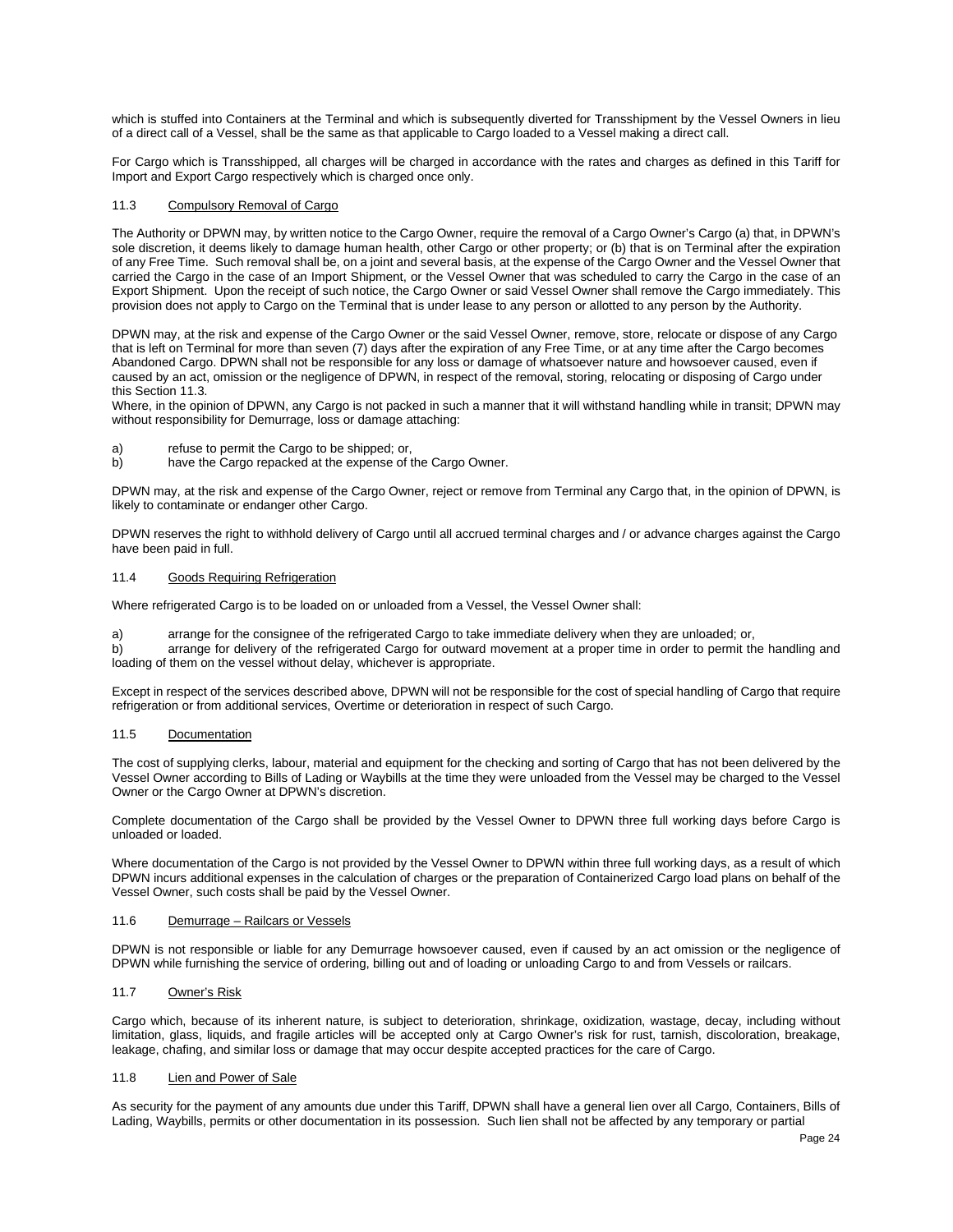which is stuffed into Containers at the Terminal and which is subsequently diverted for Transshipment by the Vessel Owners in lieu of a direct call of a Vessel, shall be the same as that applicable to Cargo loaded to a Vessel making a direct call.

For Cargo which is Transshipped, all charges will be charged in accordance with the rates and charges as defined in this Tariff for Import and Export Cargo respectively which is charged once only.

### 11.3 Compulsory Removal of Cargo

The Authority or DPWN may, by written notice to the Cargo Owner, require the removal of a Cargo Owner's Cargo (a) that, in DPWN's sole discretion, it deems likely to damage human health, other Cargo or other property; or (b) that is on Terminal after the expiration of any Free Time. Such removal shall be, on a joint and several basis, at the expense of the Cargo Owner and the Vessel Owner that carried the Cargo in the case of an Import Shipment, or the Vessel Owner that was scheduled to carry the Cargo in the case of an Export Shipment. Upon the receipt of such notice, the Cargo Owner or said Vessel Owner shall remove the Cargo immediately. This provision does not apply to Cargo on the Terminal that is under lease to any person or allotted to any person by the Authority.

DPWN may, at the risk and expense of the Cargo Owner or the said Vessel Owner, remove, store, relocate or dispose of any Cargo that is left on Terminal for more than seven (7) days after the expiration of any Free Time, or at any time after the Cargo becomes Abandoned Cargo. DPWN shall not be responsible for any loss or damage of whatsoever nature and howsoever caused, even if caused by an act, omission or the negligence of DPWN, in respect of the removal, storing, relocating or disposing of Cargo under this Section 11.3.
Where, in the opinion of DPWN, any Cargo is not packed in such a manner that it will withstand handling while in transit; DPWN may without responsibility for Demurrage, loss or damage attaching:

a) refuse to permit the Cargo to be shipped; or,
b) have the Cargo repacked at the expense of the Cargo Owner.

DPWN may, at the risk and expense of the Cargo Owner, reject or remove from Terminal any Cargo that, in the opinion of DPWN, is likely to contaminate or endanger other Cargo.

DPWN reserves the right to withhold delivery of Cargo until all accrued terminal charges and / or advance charges against the Cargo have been paid in full.

### 11.4 Goods Requiring Refrigeration

Where refrigerated Cargo is to be loaded on or unloaded from a Vessel, the Vessel Owner shall:

a) arrange for the consignee of the refrigerated Cargo to take immediate delivery when they are unloaded; or,
b) arrange for delivery of the refrigerated Cargo for outward movement at a proper time in order to permit the handling and loading of them on the vessel without delay, whichever is appropriate.

Except in respect of the services described above, DPWN will not be responsible for the cost of special handling of Cargo that require refrigeration or from additional services, Overtime or deterioration in respect of such Cargo.

### 11.5 Documentation

The cost of supplying clerks, labour, material and equipment for the checking and sorting of Cargo that has not been delivered by the Vessel Owner according to Bills of Lading or Waybills at the time they were unloaded from the Vessel may be charged to the Vessel Owner or the Cargo Owner at DPWN's discretion.

Complete documentation of the Cargo shall be provided by the Vessel Owner to DPWN three full working days before Cargo is unloaded or loaded.

Where documentation of the Cargo is not provided by the Vessel Owner to DPWN within three full working days, as a result of which DPWN incurs additional expenses in the calculation of charges or the preparation of Containerized Cargo load plans on behalf of the Vessel Owner, such costs shall be paid by the Vessel Owner.

### 11.6 Demurrage – Railcars or Vessels

DPWN is not responsible or liable for any Demurrage howsoever caused, even if caused by an act omission or the negligence of DPWN while furnishing the service of ordering, billing out and of loading or unloading Cargo to and from Vessels or railcars.

### 11.7 Owner's Risk

Cargo which, because of its inherent nature, is subject to deterioration, shrinkage, oxidization, wastage, decay, including without limitation, glass, liquids, and fragile articles will be accepted only at Cargo Owner's risk for rust, tarnish, discoloration, breakage, leakage, chafing, and similar loss or damage that may occur despite accepted practices for the care of Cargo.

### 11.8 Lien and Power of Sale

As security for the payment of any amounts due under this Tariff, DPWN shall have a general lien over all Cargo, Containers, Bills of Lading, Waybills, permits or other documentation in its possession. Such lien shall not be affected by any temporary or partial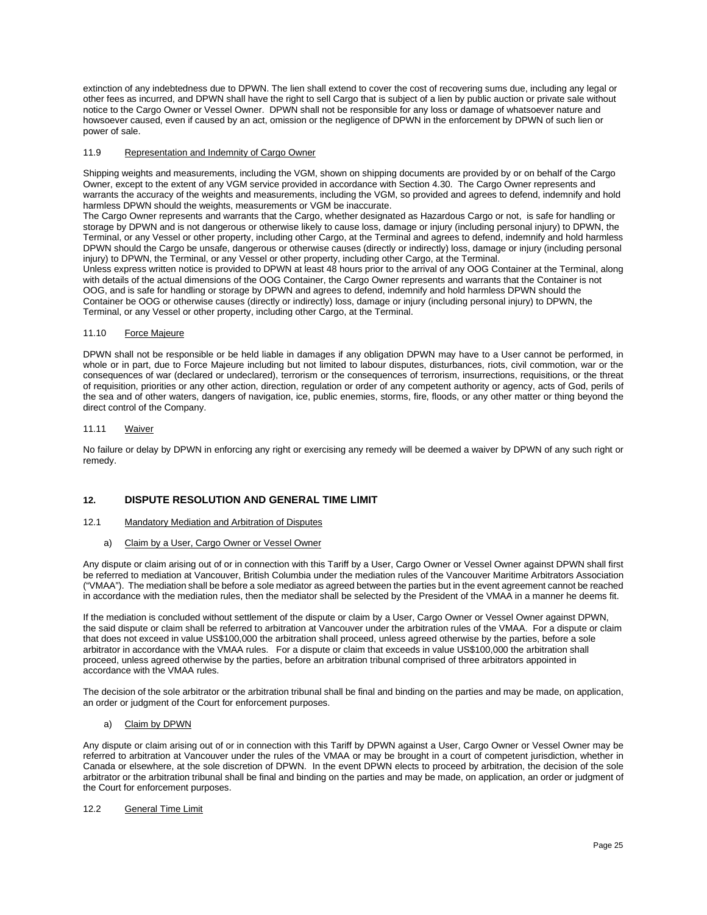extinction of any indebtedness due to DPWN. The lien shall extend to cover the cost of recovering sums due, including any legal or other fees as incurred, and DPWN shall have the right to sell Cargo that is subject of a lien by public auction or private sale without notice to the Cargo Owner or Vessel Owner. DPWN shall not be responsible for any loss or damage of whatsoever nature and howsoever caused, even if caused by an act, omission or the negligence of DPWN in the enforcement by DPWN of such lien or power of sale.

11.9 Representation and Indemnity of Cargo Owner

Shipping weights and measurements, including the VGM, shown on shipping documents are provided by or on behalf of the Cargo Owner, except to the extent of any VGM service provided in accordance with Section 4.30. The Cargo Owner represents and warrants the accuracy of the weights and measurements, including the VGM, so provided and agrees to defend, indemnify and hold harmless DPWN should the weights, measurements or VGM be inaccurate.

The Cargo Owner represents and warrants that the Cargo, whether designated as Hazardous Cargo or not, is safe for handling or storage by DPWN and is not dangerous or otherwise likely to cause loss, damage or injury (including personal injury) to DPWN, the Terminal, or any Vessel or other property, including other Cargo, at the Terminal and agrees to defend, indemnify and hold harmless DPWN should the Cargo be unsafe, dangerous or otherwise causes (directly or indirectly) loss, damage or injury (including personal injury) to DPWN, the Terminal, or any Vessel or other property, including other Cargo, at the Terminal.

Unless express written notice is provided to DPWN at least 48 hours prior to the arrival of any OOG Container at the Terminal, along with details of the actual dimensions of the OOG Container, the Cargo Owner represents and warrants that the Container is not OOG, and is safe for handling or storage by DPWN and agrees to defend, indemnify and hold harmless DPWN should the Container be OOG or otherwise causes (directly or indirectly) loss, damage or injury (including personal injury) to DPWN, the Terminal, or any Vessel or other property, including other Cargo, at the Terminal.

11.10 Force Majeure

DPWN shall not be responsible or be held liable in damages if any obligation DPWN may have to a User cannot be performed, in whole or in part, due to Force Majeure including but not limited to labour disputes, disturbances, riots, civil commotion, war or the consequences of war (declared or undeclared), terrorism or the consequences of terrorism, insurrections, requisitions, or the threat of requisition, priorities or any other action, direction, regulation or order of any competent authority or agency, acts of God, perils of the sea and of other waters, dangers of navigation, ice, public enemies, storms, fire, floods, or any other matter or thing beyond the direct control of the Company.

11.11 Waiver

No failure or delay by DPWN in enforcing any right or exercising any remedy will be deemed a waiver by DPWN of any such right or remedy.

## 12. DISPUTE RESOLUTION AND GENERAL TIME LIMIT

12.1 Mandatory Mediation and Arbitration of Disputes

a) Claim by a User, Cargo Owner or Vessel Owner

Any dispute or claim arising out of or in connection with this Tariff by a User, Cargo Owner or Vessel Owner against DPWN shall first be referred to mediation at Vancouver, British Columbia under the mediation rules of the Vancouver Maritime Arbitrators Association ("VMAA"). The mediation shall be before a sole mediator as agreed between the parties but in the event agreement cannot be reached in accordance with the mediation rules, then the mediator shall be selected by the President of the VMAA in a manner he deems fit.

If the mediation is concluded without settlement of the dispute or claim by a User, Cargo Owner or Vessel Owner against DPWN, the said dispute or claim shall be referred to arbitration at Vancouver under the arbitration rules of the VMAA. For a dispute or claim that does not exceed in value US$100,000 the arbitration shall proceed, unless agreed otherwise by the parties, before a sole arbitrator in accordance with the VMAA rules. For a dispute or claim that exceeds in value US$100,000 the arbitration shall proceed, unless agreed otherwise by the parties, before an arbitration tribunal comprised of three arbitrators appointed in accordance with the VMAA rules.

The decision of the sole arbitrator or the arbitration tribunal shall be final and binding on the parties and may be made, on application, an order or judgment of the Court for enforcement purposes.

a) Claim by DPWN

Any dispute or claim arising out of or in connection with this Tariff by DPWN against a User, Cargo Owner or Vessel Owner may be referred to arbitration at Vancouver under the rules of the VMAA or may be brought in a court of competent jurisdiction, whether in Canada or elsewhere, at the sole discretion of DPWN. In the event DPWN elects to proceed by arbitration, the decision of the sole arbitrator or the arbitration tribunal shall be final and binding on the parties and may be made, on application, an order or judgment of the Court for enforcement purposes.

12.2 General Time Limit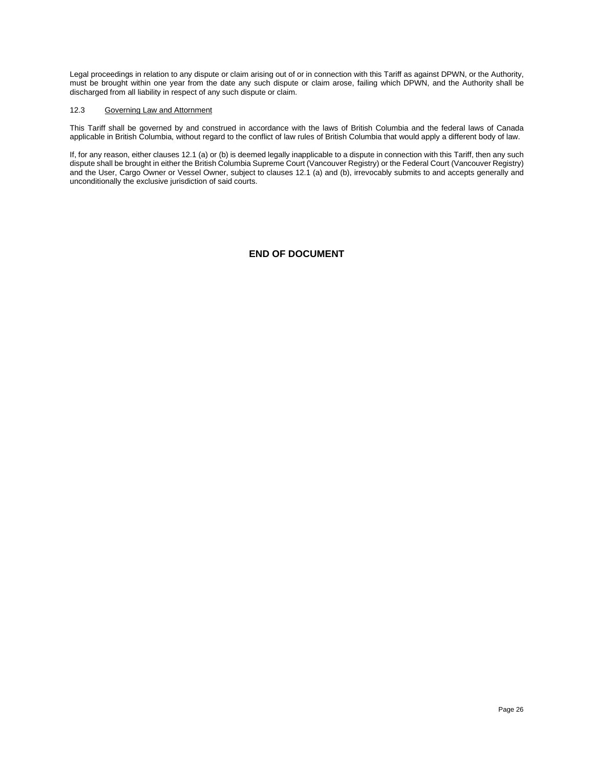Legal proceedings in relation to any dispute or claim arising out of or in connection with this Tariff as against DPWN, or the Authority, must be brought within one year from the date any such dispute or claim arose, failing which DPWN, and the Authority shall be discharged from all liability in respect of any such dispute or claim.

### 12.3 Governing Law and Attornment

This Tariff shall be governed by and construed in accordance with the laws of British Columbia and the federal laws of Canada applicable in British Columbia, without regard to the conflict of law rules of British Columbia that would apply a different body of law.

If, for any reason, either clauses 12.1 (a) or (b) is deemed legally inapplicable to a dispute in connection with this Tariff, then any such dispute shall be brought in either the British Columbia Supreme Court (Vancouver Registry) or the Federal Court (Vancouver Registry) and the User, Cargo Owner or Vessel Owner, subject to clauses 12.1 (a) and (b), irrevocably submits to and accepts generally and unconditionally the exclusive jurisdiction of said courts.

**END OF DOCUMENT**